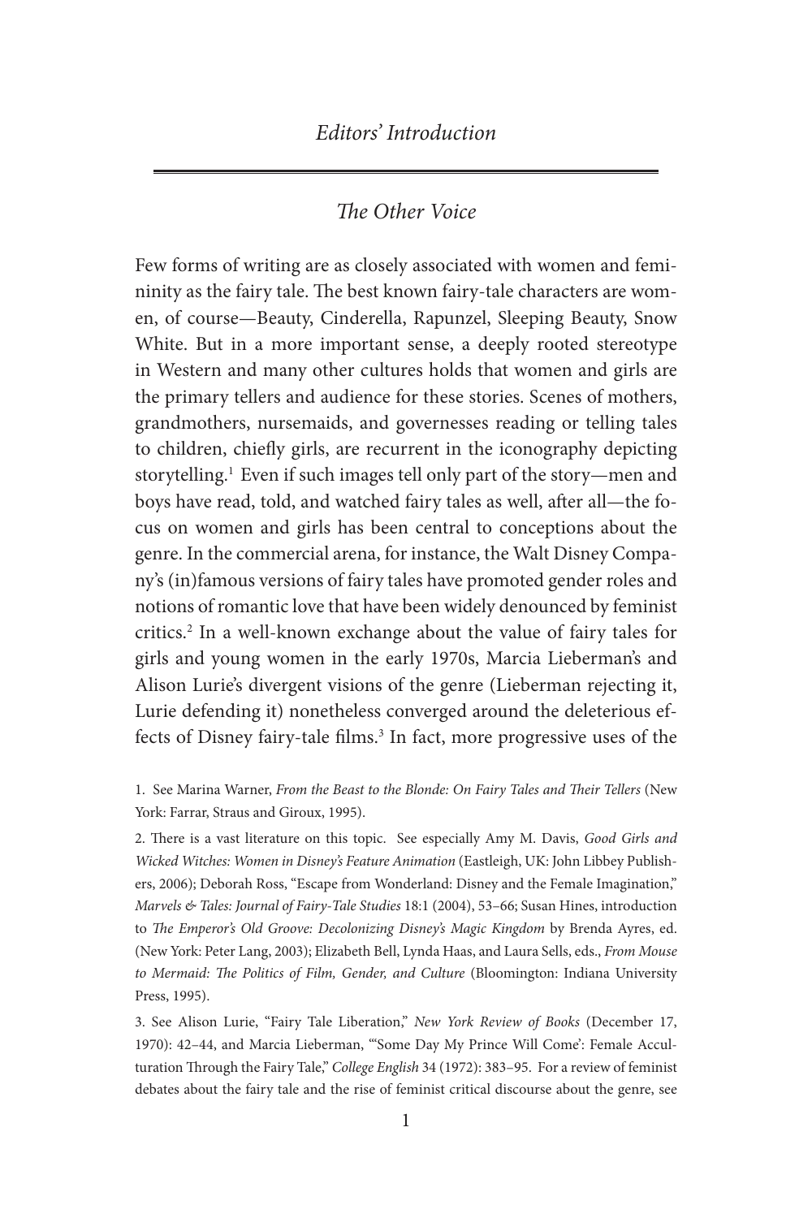# *Editors' Introduction*

## *The Other Voice*

Few forms of writing are as closely associated with women and femininity as the fairy tale. The best known fairy-tale characters are women, of course—Beauty, Cinderella, Rapunzel, Sleeping Beauty, Snow White. But in a more important sense, a deeply rooted stereotype in Western and many other cultures holds that women and girls are the primary tellers and audience for these stories. Scenes of mothers, grandmothers, nursemaids, and governesses reading or telling tales to children, chiefly girls, are recurrent in the iconography depicting storytelling.[1] Even if such images tell only part of the story—men and boys have read, told, and watched fairy tales as well, after all—the focus on women and girls has been central to conceptions about the genre. In the commercial arena, for instance, the Walt Disney Company's (in)famous versions of fairy tales have promoted gender roles and notions of romantic love that have been widely denounced by feminist critics.[2] In a well-known exchange about the value of fairy tales for girls and young women in the early 1970s, Marcia Lieberman's and Alison Lurie's divergent visions of the genre (Lieberman rejecting it, Lurie defending it) nonetheless converged around the deleterious effects of Disney fairy-tale films.[3] In fact, more progressive uses of the

1. See Marina Warner, *From the Beast to the Blonde: On Fairy Tales and Their Tellers* (New York: Farrar, Straus and Giroux, 1995).

2. There is a vast literature on this topic. See especially Amy M. Davis, *Good Girls and Wicked Witches: Women in Disney's Feature Animation* (Eastleigh, UK: John Libbey Publishers, 2006); Deborah Ross, "Escape from Wonderland: Disney and the Female Imagination," *Marvels & Tales: Journal of Fairy-Tale Studies* 18:1 (2004), 53–66; Susan Hines, introduction to *The Emperor's Old Groove: Decolonizing Disney's Magic Kingdom* by Brenda Ayres, ed. (New York: Peter Lang, 2003); Elizabeth Bell, Lynda Haas, and Laura Sells, eds., *From Mouse to Mermaid: The Politics of Film, Gender, and Culture* (Bloomington: Indiana University Press, 1995).

3. See Alison Lurie, "Fairy Tale Liberation," *New York Review of Books* (December 17, 1970): 42–44, and Marcia Lieberman, "'Some Day My Prince Will Come': Female Acculturation Through the Fairy Tale," *College English* 34 (1972): 383–95. For a review of feminist debates about the fairy tale and the rise of feminist critical discourse about the genre, see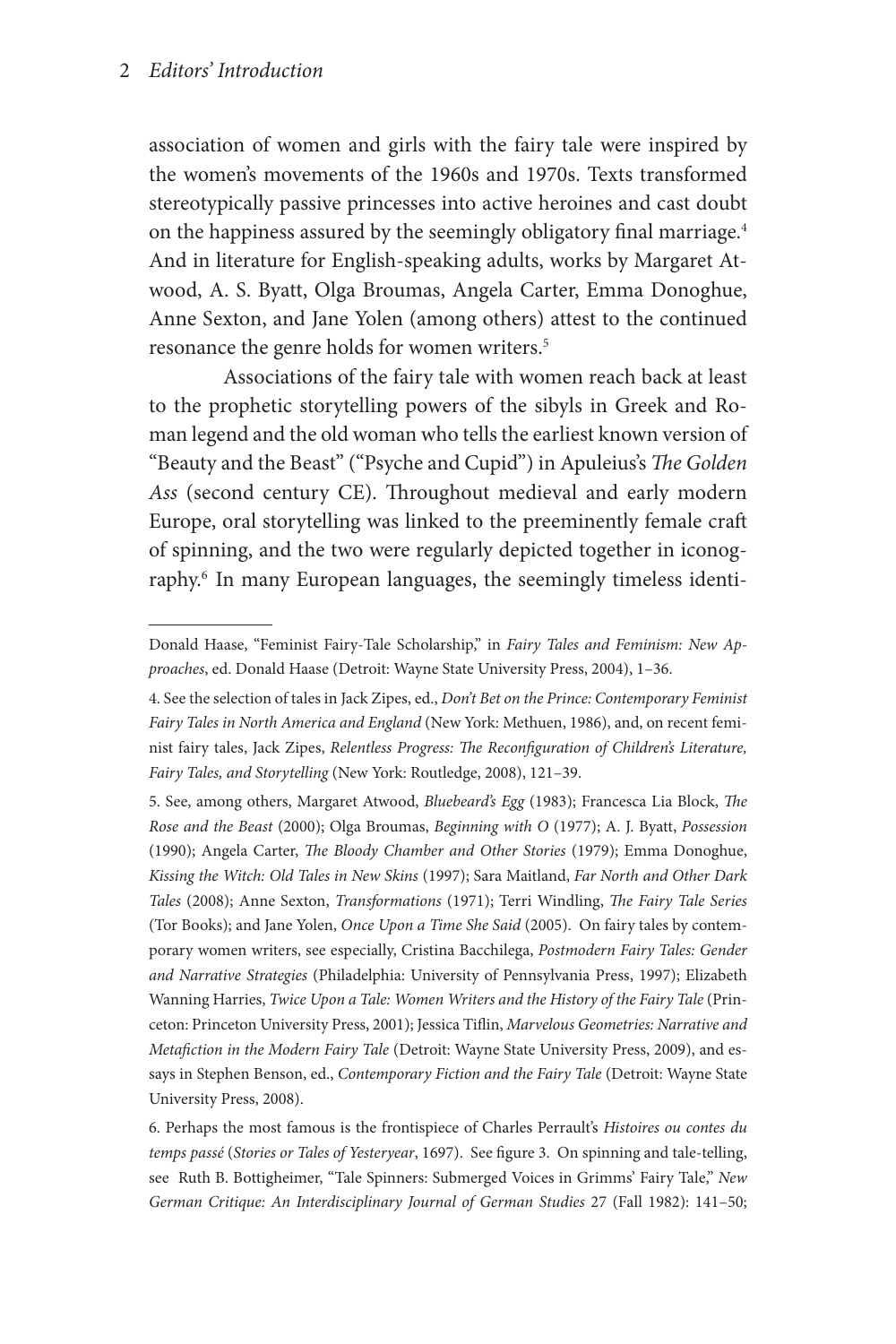association of women and girls with the fairy tale were inspired by the women's movements of the 1960s and 1970s. Texts transformed stereotypically passive princesses into active heroines and cast doubt on the happiness assured by the seemingly obligatory final marriage.[4] And in literature for English-speaking adults, works by Margaret Atwood, A. S. Byatt, Olga Broumas, Angela Carter, Emma Donoghue, Anne Sexton, and Jane Yolen (among others) attest to the continued resonance the genre holds for women writers.[5]

Associations of the fairy tale with women reach back at least to the prophetic storytelling powers of the sibyls in Greek and Roman legend and the old woman who tells the earliest known version of "Beauty and the Beast" ("Psyche and Cupid") in Apuleius's *The Golden Ass* (second century CE). Throughout medieval and early modern Europe, oral storytelling was linked to the preeminently female craft of spinning, and the two were regularly depicted together in iconography.[6] In many European languages, the seemingly timeless identi-

---

Donald Haase, "Feminist Fairy-Tale Scholarship," in *Fairy Tales and Feminism: New Approaches*, ed. Donald Haase (Detroit: Wayne State University Press, 2004), 1–36.

4. See the selection of tales in Jack Zipes, ed., *Don't Bet on the Prince: Contemporary Feminist Fairy Tales in North America and England* (New York: Methuen, 1986), and, on recent feminist fairy tales, Jack Zipes, *Relentless Progress: The Reconfiguration of Children's Literature, Fairy Tales, and Storytelling* (New York: Routledge, 2008), 121–39.

5. See, among others, Margaret Atwood, *Bluebeard's Egg* (1983); Francesca Lia Block, *The Rose and the Beast* (2000); Olga Broumas, *Beginning with O* (1977); A. J. Byatt, *Possession* (1990); Angela Carter, *The Bloody Chamber and Other Stories* (1979); Emma Donoghue, *Kissing the Witch: Old Tales in New Skins* (1997); Sara Maitland, *Far North and Other Dark Tales* (2008); Anne Sexton, *Transformations* (1971); Terri Windling, *The Fairy Tale Series* (Tor Books); and Jane Yolen, *Once Upon a Time She Said* (2005). On fairy tales by contemporary women writers, see especially, Cristina Bacchilega, *Postmodern Fairy Tales: Gender and Narrative Strategies* (Philadelphia: University of Pennsylvania Press, 1997); Elizabeth Wanning Harries, *Twice Upon a Tale: Women Writers and the History of the Fairy Tale* (Princeton: Princeton University Press, 2001); Jessica Tiflin, *Marvelous Geometries: Narrative and Metafiction in the Modern Fairy Tale* (Detroit: Wayne State University Press, 2009), and essays in Stephen Benson, ed., *Contemporary Fiction and the Fairy Tale* (Detroit: Wayne State University Press, 2008).

6. Perhaps the most famous is the frontispiece of Charles Perrault's *Histoires ou contes du temps passé* (*Stories or Tales of Yesteryear*, 1697). See figure 3. On spinning and tale-telling, see Ruth B. Bottigheimer, "Tale Spinners: Submerged Voices in Grimms' Fairy Tale," *New German Critique: An Interdisciplinary Journal of German Studies* 27 (Fall 1982): 141–50;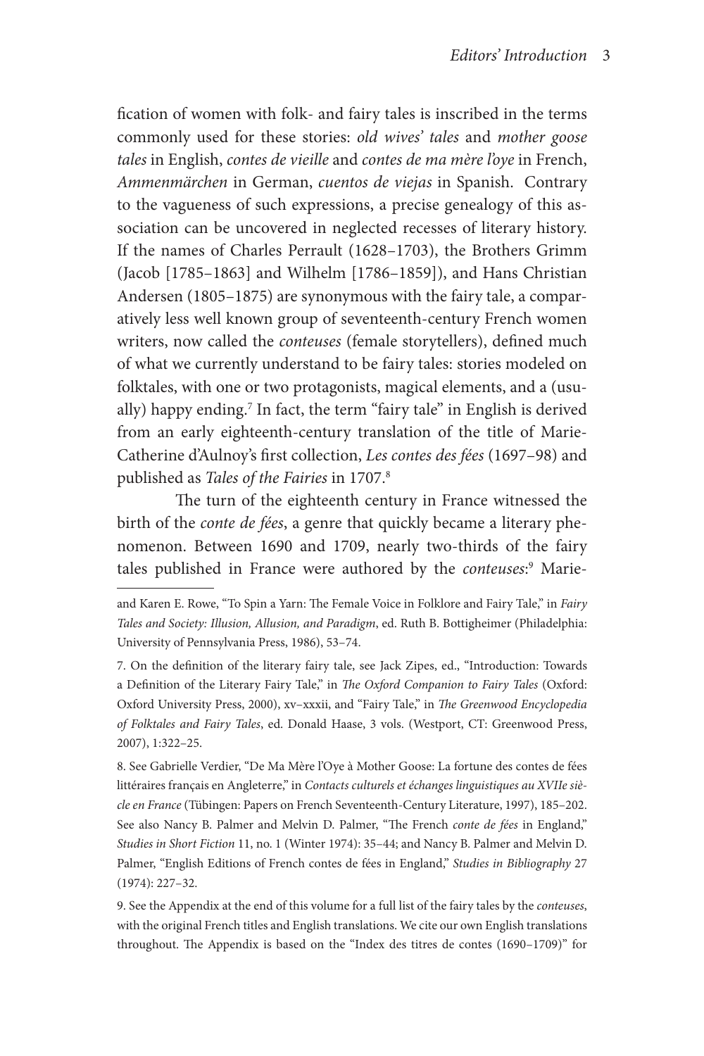fication of women with folk- and fairy tales is inscribed in the terms commonly used for these stories: *old wives' tales* and *mother goose tales* in English, *contes de vieille* and *contes de ma mère l'oye* in French, *Ammenmärchen* in German, *cuentos de viejas* in Spanish. Contrary to the vagueness of such expressions, a precise genealogy of this association can be uncovered in neglected recesses of literary history. If the names of Charles Perrault (1628–1703), the Brothers Grimm (Jacob [1785–1863] and Wilhelm [1786–1859]), and Hans Christian Andersen (1805–1875) are synonymous with the fairy tale, a comparatively less well known group of seventeenth-century French women writers, now called the *conteuses* (female storytellers), defined much of what we currently understand to be fairy tales: stories modeled on folktales, with one or two protagonists, magical elements, and a (usually) happy ending.[7] In fact, the term "fairy tale" in English is derived from an early eighteenth-century translation of the title of Marie-Catherine d'Aulnoy's first collection, *Les contes des fées* (1697–98) and published as *Tales of the Fairies* in 1707.[8]

The turn of the eighteenth century in France witnessed the birth of the *conte de fées*, a genre that quickly became a literary phenomenon. Between 1690 and 1709, nearly two-thirds of the fairy tales published in France were authored by the *conteuses*:[9] Marie-

---

and Karen E. Rowe, "To Spin a Yarn: The Female Voice in Folklore and Fairy Tale," in *Fairy Tales and Society: Illusion, Allusion, and Paradigm*, ed. Ruth B. Bottigheimer (Philadelphia: University of Pennsylvania Press, 1986), 53–74.

7. On the definition of the literary fairy tale, see Jack Zipes, ed., "Introduction: Towards a Definition of the Literary Fairy Tale," in *The Oxford Companion to Fairy Tales* (Oxford: Oxford University Press, 2000), xv–xxxii, and "Fairy Tale," in *The Greenwood Encyclopedia of Folktales and Fairy Tales*, ed. Donald Haase, 3 vols. (Westport, CT: Greenwood Press, 2007), 1:322–25.

8. See Gabrielle Verdier, "De Ma Mère l'Oye à Mother Goose: La fortune des contes de fées littéraires français en Angleterre," in *Contacts culturels et échanges linguistiques au XVIIe siècle en France* (Tübingen: Papers on French Seventeenth-Century Literature, 1997), 185–202. See also Nancy B. Palmer and Melvin D. Palmer, "The French *conte de fées* in England," *Studies in Short Fiction* 11, no. 1 (Winter 1974): 35–44; and Nancy B. Palmer and Melvin D. Palmer, "English Editions of French contes de fées in England," *Studies in Bibliography* 27 (1974): 227–32.

9. See the Appendix at the end of this volume for a full list of the fairy tales by the *conteuses*, with the original French titles and English translations. We cite our own English translations throughout. The Appendix is based on the "Index des titres de contes (1690–1709)" for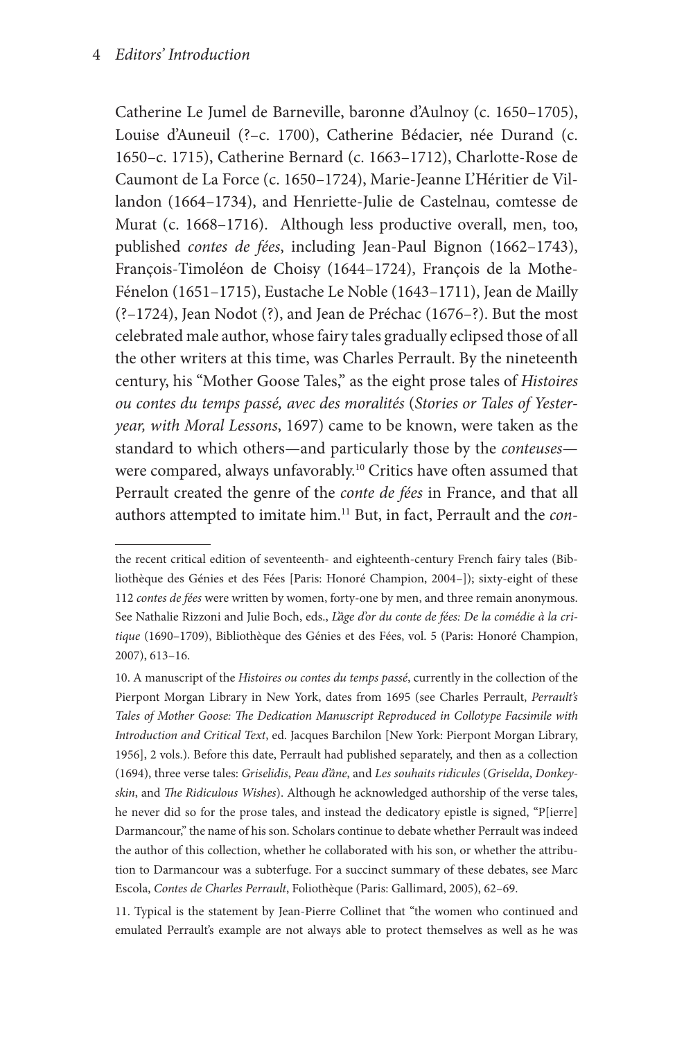Catherine Le Jumel de Barneville, baronne d'Aulnoy (c. 1650–1705), Louise d'Auneuil (?–c. 1700), Catherine Bédacier, née Durand (c. 1650–c. 1715), Catherine Bernard (c. 1663–1712), Charlotte-Rose de Caumont de La Force (c. 1650–1724), Marie-Jeanne L'Héritier de Villandon (1664–1734), and Henriette-Julie de Castelnau, comtesse de Murat (c. 1668–1716). Although less productive overall, men, too, published *contes de fées*, including Jean-Paul Bignon (1662–1743), François-Timoléon de Choisy (1644–1724), François de la Mothe-Fénelon (1651–1715), Eustache Le Noble (1643–1711), Jean de Mailly (?–1724), Jean Nodot (?), and Jean de Préchac (1676–?). But the most celebrated male author, whose fairy tales gradually eclipsed those of all the other writers at this time, was Charles Perrault. By the nineteenth century, his "Mother Goose Tales," as the eight prose tales of *Histoires ou contes du temps passé, avec des moralités* (*Stories or Tales of Yesteryear, with Moral Lessons*, 1697) came to be known, were taken as the standard to which others—and particularly those by the *conteuses*—were compared, always unfavorably.[10] Critics have often assumed that Perrault created the genre of the *conte de fées* in France, and that all authors attempted to imitate him.[11] But, in fact, Perrault and the *con-*

---

the recent critical edition of seventeenth- and eighteenth-century French fairy tales (Bibliothèque des Génies et des Fées [Paris: Honoré Champion, 2004–]); sixty-eight of these 112 *contes de fées* were written by women, forty-one by men, and three remain anonymous. See Nathalie Rizzoni and Julie Boch, eds., *L'âge d'or du conte de fées: De la comédie à la critique* (1690–1709), Bibliothèque des Génies et des Fées, vol. 5 (Paris: Honoré Champion, 2007), 613–16.

10. A manuscript of the *Histoires ou contes du temps passé*, currently in the collection of the Pierpont Morgan Library in New York, dates from 1695 (see Charles Perrault, *Perrault's Tales of Mother Goose: The Dedication Manuscript Reproduced in Collotype Facsimile with Introduction and Critical Text*, ed. Jacques Barchilon [New York: Pierpont Morgan Library, 1956], 2 vols.). Before this date, Perrault had published separately, and then as a collection (1694), three verse tales: *Griselidis*, *Peau d'âne*, and *Les souhaits ridicules* (*Griselda*, *Donkeyskin*, and *The Ridiculous Wishes*). Although he acknowledged authorship of the verse tales, he never did so for the prose tales, and instead the dedicatory epistle is signed, "P[ierre] Darmancour," the name of his son. Scholars continue to debate whether Perrault was indeed the author of this collection, whether he collaborated with his son, or whether the attribution to Darmancour was a subterfuge. For a succinct summary of these debates, see Marc Escola, *Contes de Charles Perrault*, Foliothèque (Paris: Gallimard, 2005), 62–69.

11. Typical is the statement by Jean-Pierre Collinet that "the women who continued and emulated Perrault's example are not always able to protect themselves as well as he was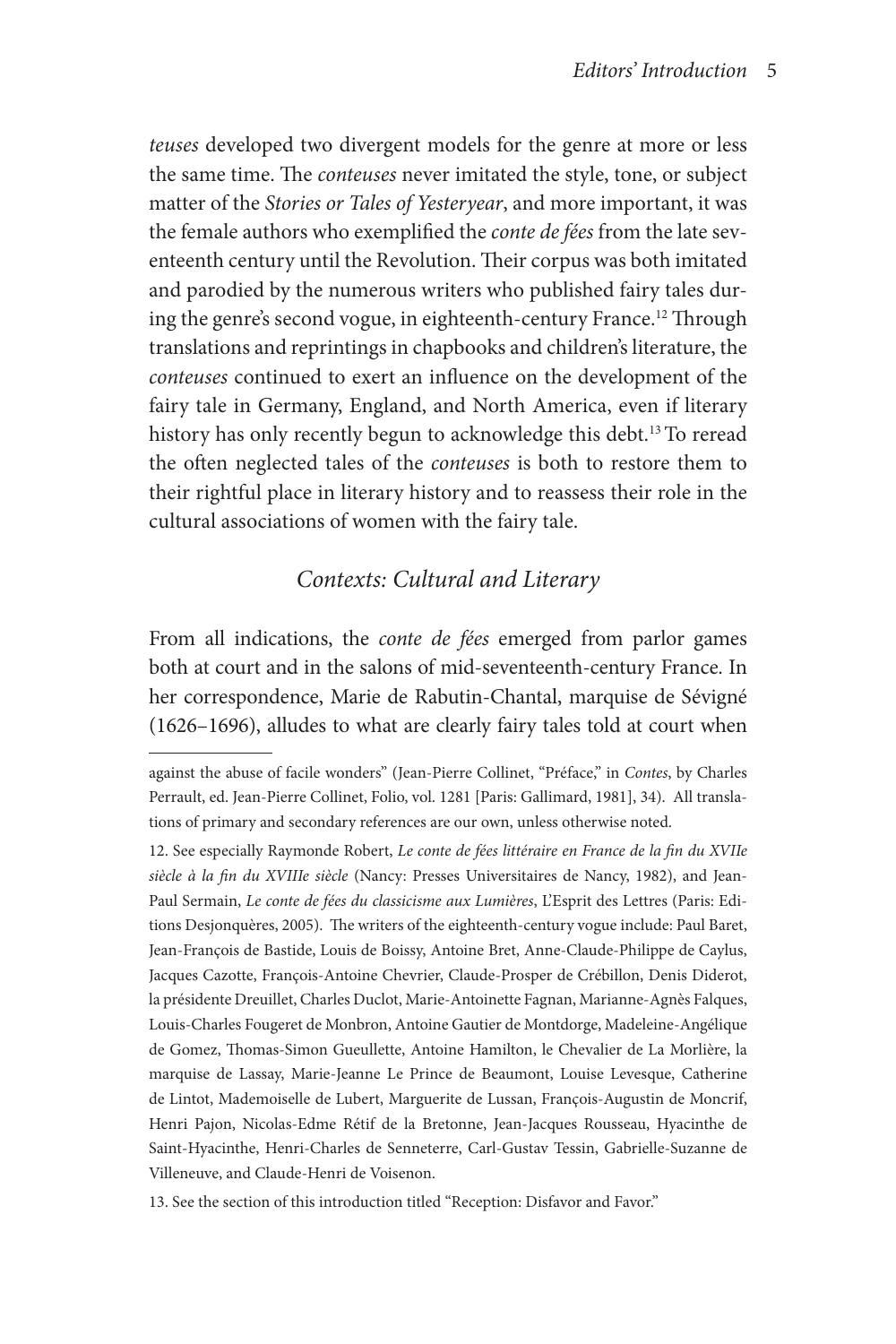*teuses* developed two divergent models for the genre at more or less the same time. The *conteuses* never imitated the style, tone, or subject matter of the *Stories or Tales of Yesteryear*, and more important, it was the female authors who exemplified the *conte de fées* from the late seventeenth century until the Revolution. Their corpus was both imitated and parodied by the numerous writers who published fairy tales during the genre's second vogue, in eighteenth-century France.[12] Through translations and reprintings in chapbooks and children's literature, the *conteuses* continued to exert an influence on the development of the fairy tale in Germany, England, and North America, even if literary history has only recently begun to acknowledge this debt.[13] To reread the often neglected tales of the *conteuses* is both to restore them to their rightful place in literary history and to reassess their role in the cultural associations of women with the fairy tale.

## *Contexts: Cultural and Literary*

From all indications, the *conte de fées* emerged from parlor games both at court and in the salons of mid-seventeenth-century France. In her correspondence, Marie de Rabutin-Chantal, marquise de Sévigné (1626–1696), alludes to what are clearly fairy tales told at court when

---

against the abuse of facile wonders" (Jean-Pierre Collinet, "Préface," in *Contes*, by Charles Perrault, ed. Jean-Pierre Collinet, Folio, vol. 1281 [Paris: Gallimard, 1981], 34). All translations of primary and secondary references are our own, unless otherwise noted.

12. See especially Raymonde Robert, *Le conte de fées littéraire en France de la fin du XVIIe siècle à la fin du XVIIIe siècle* (Nancy: Presses Universitaires de Nancy, 1982), and Jean-Paul Sermain, *Le conte de fées du classicisme aux Lumières*, L'Esprit des Lettres (Paris: Editions Desjonquères, 2005). The writers of the eighteenth-century vogue include: Paul Baret, Jean-François de Bastide, Louis de Boissy, Antoine Bret, Anne-Claude-Philippe de Caylus, Jacques Cazotte, François-Antoine Chevrier, Claude-Prosper de Crébillon, Denis Diderot, la présidente Dreuillet, Charles Duclot, Marie-Antoinette Fagnan, Marianne-Agnès Falques, Louis-Charles Fougeret de Monbron, Antoine Gautier de Montdorge, Madeleine-Angélique de Gomez, Thomas-Simon Gueullette, Antoine Hamilton, le Chevalier de La Morlière, la marquise de Lassay, Marie-Jeanne Le Prince de Beaumont, Louise Levesque, Catherine de Lintot, Mademoiselle de Lubert, Marguerite de Lussan, François-Augustin de Moncrif, Henri Pajon, Nicolas-Edme Rétif de la Bretonne, Jean-Jacques Rousseau, Hyacinthe de Saint-Hyacinthe, Henri-Charles de Senneterre, Carl-Gustav Tessin, Gabrielle-Suzanne de Villeneuve, and Claude-Henri de Voisenon.

13. See the section of this introduction titled "Reception: Disfavor and Favor."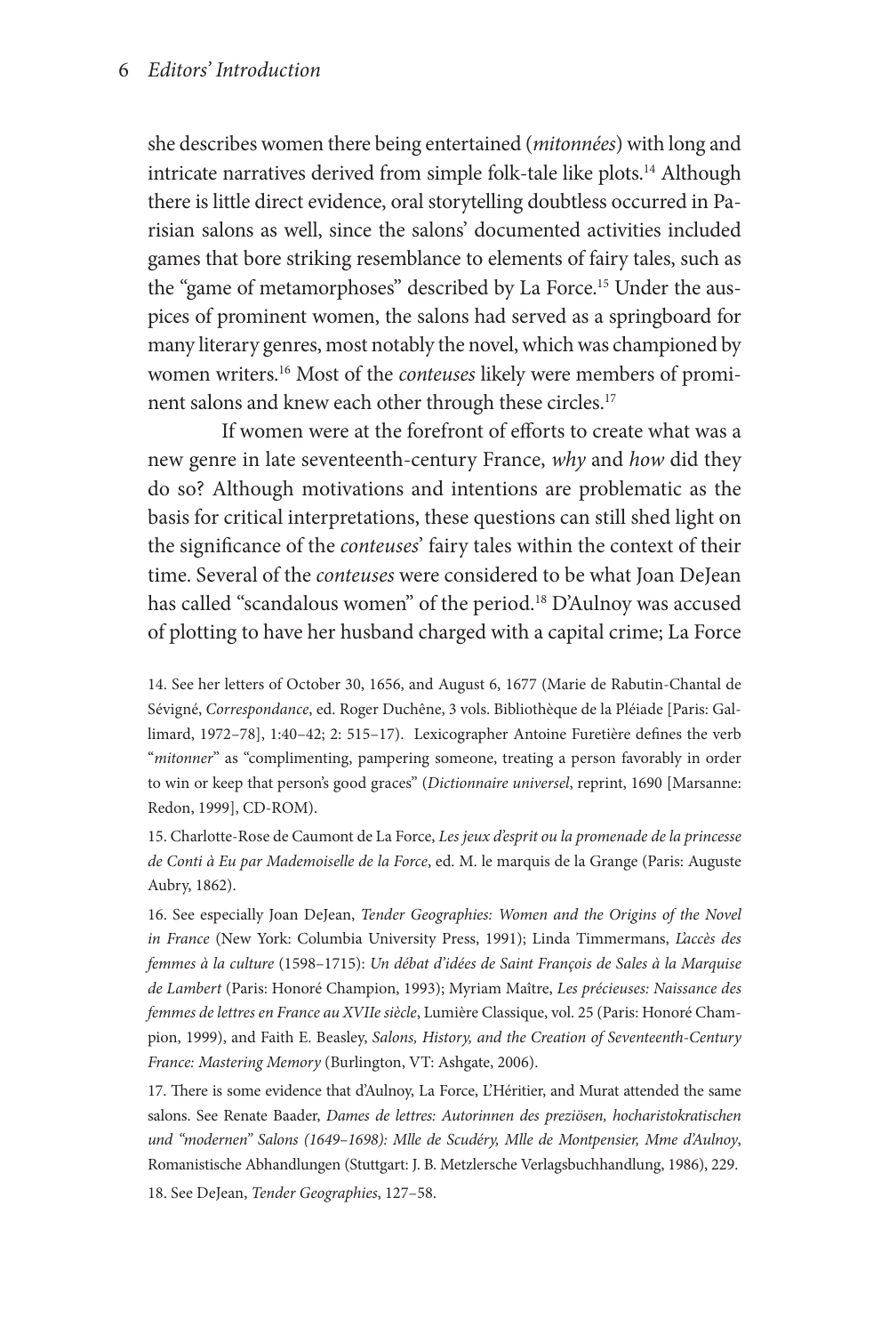she describes women there being entertained (*mitonnées*) with long and intricate narratives derived from simple folk-tale like plots.[14] Although there is little direct evidence, oral storytelling doubtless occurred in Parisian salons as well, since the salons' documented activities included games that bore striking resemblance to elements of fairy tales, such as the "game of metamorphoses" described by La Force.[15] Under the auspices of prominent women, the salons had served as a springboard for many literary genres, most notably the novel, which was championed by women writers.[16] Most of the *conteuses* likely were members of prominent salons and knew each other through these circles.[17]

If women were at the forefront of efforts to create what was a new genre in late seventeenth-century France, *why* and *how* did they do so? Although motivations and intentions are problematic as the basis for critical interpretations, these questions can still shed light on the significance of the *conteuses*' fairy tales within the context of their time. Several of the *conteuses* were considered to be what Joan DeJean has called "scandalous women" of the period.[18] D'Aulnoy was accused of plotting to have her husband charged with a capital crime; La Force

14. See her letters of October 30, 1656, and August 6, 1677 (Marie de Rabutin-Chantal de Sévigné, *Correspondance*, ed. Roger Duchêne, 3 vols. Bibliothèque de la Pléiade [Paris: Gallimard, 1972–78], 1:40–42; 2: 515–17). Lexicographer Antoine Furetière defines the verb "*mitonner*" as "complimenting, pampering someone, treating a person favorably in order to win or keep that person's good graces" (*Dictionnaire universel*, reprint, 1690 [Marsanne: Redon, 1999], CD-ROM).

15. Charlotte-Rose de Caumont de La Force, *Les jeux d'esprit ou la promenade de la princesse de Conti à Eu par Mademoiselle de la Force*, ed. M. le marquis de la Grange (Paris: Auguste Aubry, 1862).

16. See especially Joan DeJean, *Tender Geographies: Women and the Origins of the Novel in France* (New York: Columbia University Press, 1991); Linda Timmermans, *L'accès des femmes à la culture* (1598–1715): *Un débat d'idées de Saint François de Sales à la Marquise de Lambert* (Paris: Honoré Champion, 1993); Myriam Maître, *Les précieuses: Naissance des femmes de lettres en France au XVIIe siècle*, Lumière Classique, vol. 25 (Paris: Honoré Champion, 1999), and Faith E. Beasley, *Salons, History, and the Creation of Seventeenth-Century France: Mastering Memory* (Burlington, VT: Ashgate, 2006).

17. There is some evidence that d'Aulnoy, La Force, L'Héritier, and Murat attended the same salons. See Renate Baader, *Dames de lettres: Autorinnen des preziösen, hocharistokratischen und "modernen" Salons (1649–1698): Mlle de Scudéry, Mlle de Montpensier, Mme d'Aulnoy*, Romanistische Abhandlungen (Stuttgart: J. B. Metzlersche Verlagsbuchhandlung, 1986), 229.

18. See DeJean, *Tender Geographies*, 127–58.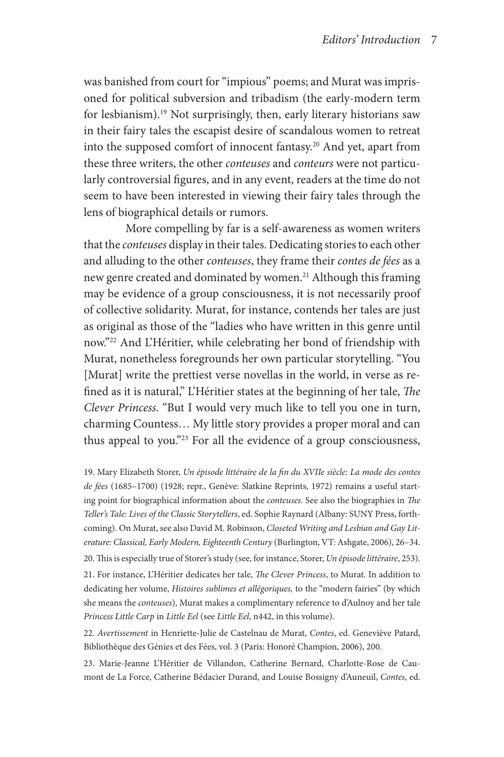was banished from court for "impious" poems; and Murat was imprisoned for political subversion and tribadism (the early-modern term for lesbianism).[19] Not surprisingly, then, early literary historians saw in their fairy tales the escapist desire of scandalous women to retreat into the supposed comfort of innocent fantasy.[20] And yet, apart from these three writers, the other *conteuses* and *conteurs* were not particularly controversial figures, and in any event, readers at the time do not seem to have been interested in viewing their fairy tales through the lens of biographical details or rumors.

More compelling by far is a self-awareness as women writers that the *conteuses* display in their tales. Dedicating stories to each other and alluding to the other *conteuses*, they frame their *contes de fées* as a new genre created and dominated by women.[21] Although this framing may be evidence of a group consciousness, it is not necessarily proof of collective solidarity. Murat, for instance, contends her tales are just as original as those of the "ladies who have written in this genre until now."[22] And L'Héritier, while celebrating her bond of friendship with Murat, nonetheless foregrounds her own particular storytelling. "You [Murat] write the prettiest verse novellas in the world, in verse as refined as it is natural," L'Héritier states at the beginning of her tale, *The Clever Princess*. "But I would very much like to tell you one in turn, charming Countess… My little story provides a proper moral and can thus appeal to you."[23] For all the evidence of a group consciousness,

19. Mary Elizabeth Storer, *Un épisode littéraire de la fin du XVIIe siècle: La mode des contes de fées* (1685–1700) (1928; repr., Genève: Slatkine Reprints, 1972) remains a useful starting point for biographical information about the *conteuses*. See also the biographies in *The Teller's Tale: Lives of the Classic Storytellers*, ed. Sophie Raynard (Albany: SUNY Press, forthcoming). On Murat, see also David M. Robinson, *Closeted Writing and Lesbian and Gay Literature: Classical, Early Modern, Eighteenth Century* (Burlington, VT: Ashgate, 2006), 26–34.

20. This is especially true of Storer's study (see, for instance, Storer, *Un épisode littéraire*, 253).

21. For instance, L'Héritier dedicates her tale, *The Clever Princess*, to Murat. In addition to dedicating her volume, *Histoires sublimes et allégoriques,* to the "modern fairies" (by which she means the *conteuses*), Murat makes a complimentary reference to d'Aulnoy and her tale *Princess Little Carp* in *Little Eel* (see *Little Eel*, n442, in this volume).

22. *Avertissement* in Henriette-Julie de Castelnau de Murat, *Contes*, ed. Geneviève Patard, Bibliothèque des Génies et des Fées, vol. 3 (Paris: Honoré Champion, 2006), 200.

23. Marie-Jeanne L'Héritier de Villandon, Catherine Bernard, Charlotte-Rose de Caumont de La Force, Catherine Bédacier Durand, and Louise Bossigny d'Auneuil, *Contes*, ed.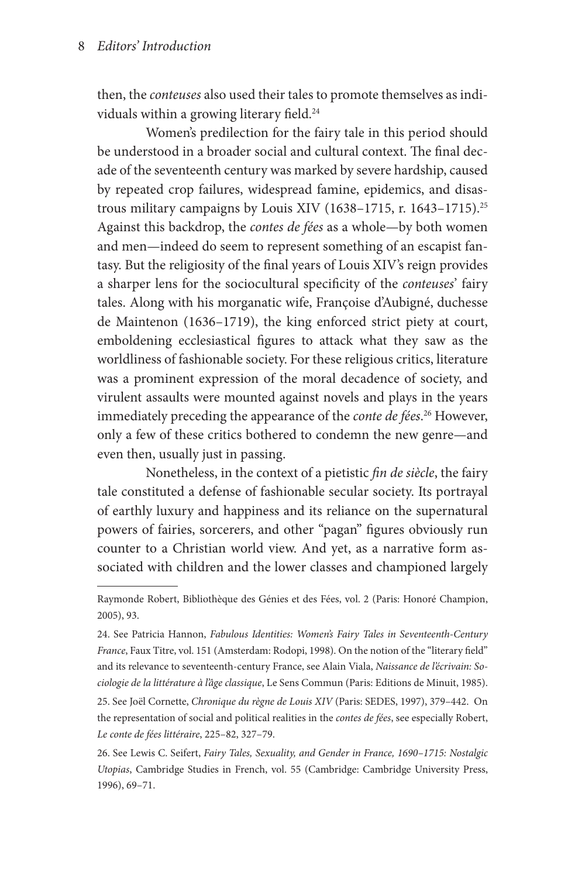then, the *conteuses* also used their tales to promote themselves as individuals within a growing literary field.[24]

Women's predilection for the fairy tale in this period should be understood in a broader social and cultural context. The final decade of the seventeenth century was marked by severe hardship, caused by repeated crop failures, widespread famine, epidemics, and disastrous military campaigns by Louis XIV (1638–1715, r. 1643–1715).[25] Against this backdrop, the *contes de fées* as a whole—by both women and men—indeed do seem to represent something of an escapist fantasy. But the religiosity of the final years of Louis XIV's reign provides a sharper lens for the sociocultural specificity of the *conteuses*' fairy tales. Along with his morganatic wife, Françoise d'Aubigné, duchesse de Maintenon (1636–1719), the king enforced strict piety at court, emboldening ecclesiastical figures to attack what they saw as the worldliness of fashionable society. For these religious critics, literature was a prominent expression of the moral decadence of society, and virulent assaults were mounted against novels and plays in the years immediately preceding the appearance of the *conte de fées*.[26] However, only a few of these critics bothered to condemn the new genre—and even then, usually just in passing.

Nonetheless, in the context of a pietistic *fin de siècle*, the fairy tale constituted a defense of fashionable secular society. Its portrayal of earthly luxury and happiness and its reliance on the supernatural powers of fairies, sorcerers, and other "pagan" figures obviously run counter to a Christian world view. And yet, as a narrative form associated with children and the lower classes and championed largely

---

Raymonde Robert, Bibliothèque des Génies et des Fées, vol. 2 (Paris: Honoré Champion, 2005), 93.

24. See Patricia Hannon, *Fabulous Identities: Women's Fairy Tales in Seventeenth-Century France*, Faux Titre, vol. 151 (Amsterdam: Rodopi, 1998). On the notion of the "literary field" and its relevance to seventeenth-century France, see Alain Viala, *Naissance de l'écrivain: Sociologie de la littérature à l'âge classique*, Le Sens Commun (Paris: Editions de Minuit, 1985).

25. See Joël Cornette, *Chronique du règne de Louis XIV* (Paris: SEDES, 1997), 379–442. On the representation of social and political realities in the *contes de fées*, see especially Robert, *Le conte de fées littéraire*, 225–82, 327–79.

26. See Lewis C. Seifert, *Fairy Tales, Sexuality, and Gender in France, 1690–1715: Nostalgic Utopias*, Cambridge Studies in French, vol. 55 (Cambridge: Cambridge University Press, 1996), 69–71.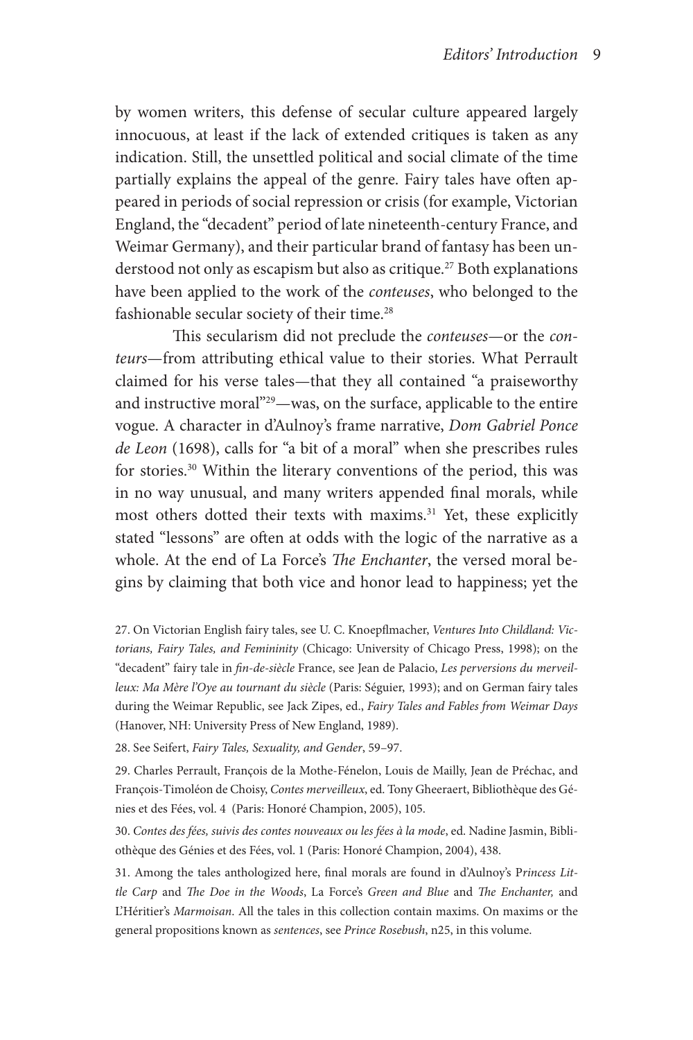by women writers, this defense of secular culture appeared largely innocuous, at least if the lack of extended critiques is taken as any indication. Still, the unsettled political and social climate of the time partially explains the appeal of the genre. Fairy tales have often appeared in periods of social repression or crisis (for example, Victorian England, the "decadent" period of late nineteenth-century France, and Weimar Germany), and their particular brand of fantasy has been understood not only as escapism but also as critique.[27] Both explanations have been applied to the work of the *conteuses*, who belonged to the fashionable secular society of their time.[28]

This secularism did not preclude the *conteuses*—or the *conteurs*—from attributing ethical value to their stories. What Perrault claimed for his verse tales—that they all contained "a praiseworthy and instructive moral"[29]—was, on the surface, applicable to the entire vogue. A character in d'Aulnoy's frame narrative, *Dom Gabriel Ponce de Leon* (1698), calls for "a bit of a moral" when she prescribes rules for stories.[30] Within the literary conventions of the period, this was in no way unusual, and many writers appended final morals, while most others dotted their texts with maxims.[31] Yet, these explicitly stated "lessons" are often at odds with the logic of the narrative as a whole. At the end of La Force's *The Enchanter*, the versed moral begins by claiming that both vice and honor lead to happiness; yet the

27. On Victorian English fairy tales, see U. C. Knoepflmacher, *Ventures Into Childland: Victorians, Fairy Tales, and Femininity* (Chicago: University of Chicago Press, 1998); on the "decadent" fairy tale in *fin-de-siècle* France, see Jean de Palacio, *Les perversions du merveilleux: Ma Mère l'Oye au tournant du siècle* (Paris: Séguier, 1993); and on German fairy tales during the Weimar Republic, see Jack Zipes, ed., *Fairy Tales and Fables from Weimar Days* (Hanover, NH: University Press of New England, 1989).

28. See Seifert, *Fairy Tales, Sexuality, and Gender*, 59–97.

29. Charles Perrault, François de la Mothe-Fénelon, Louis de Mailly, Jean de Préchac, and François-Timoléon de Choisy, *Contes merveilleux*, ed. Tony Gheeraert, Bibliothèque des Génies et des Fées, vol. 4 (Paris: Honoré Champion, 2005), 105.

30. *Contes des fées, suivis des contes nouveaux ou les fées à la mode*, ed. Nadine Jasmin, Bibliothèque des Génies et des Fées, vol. 1 (Paris: Honoré Champion, 2004), 438.

31. Among the tales anthologized here, final morals are found in d'Aulnoy's *Princess Little Carp* and *The Doe in the Woods*, La Force's *Green and Blue* and *The Enchanter,* and L'Héritier's *Marmoisan*. All the tales in this collection contain maxims. On maxims or the general propositions known as *sentences*, see *Prince Rosebush*, n25, in this volume.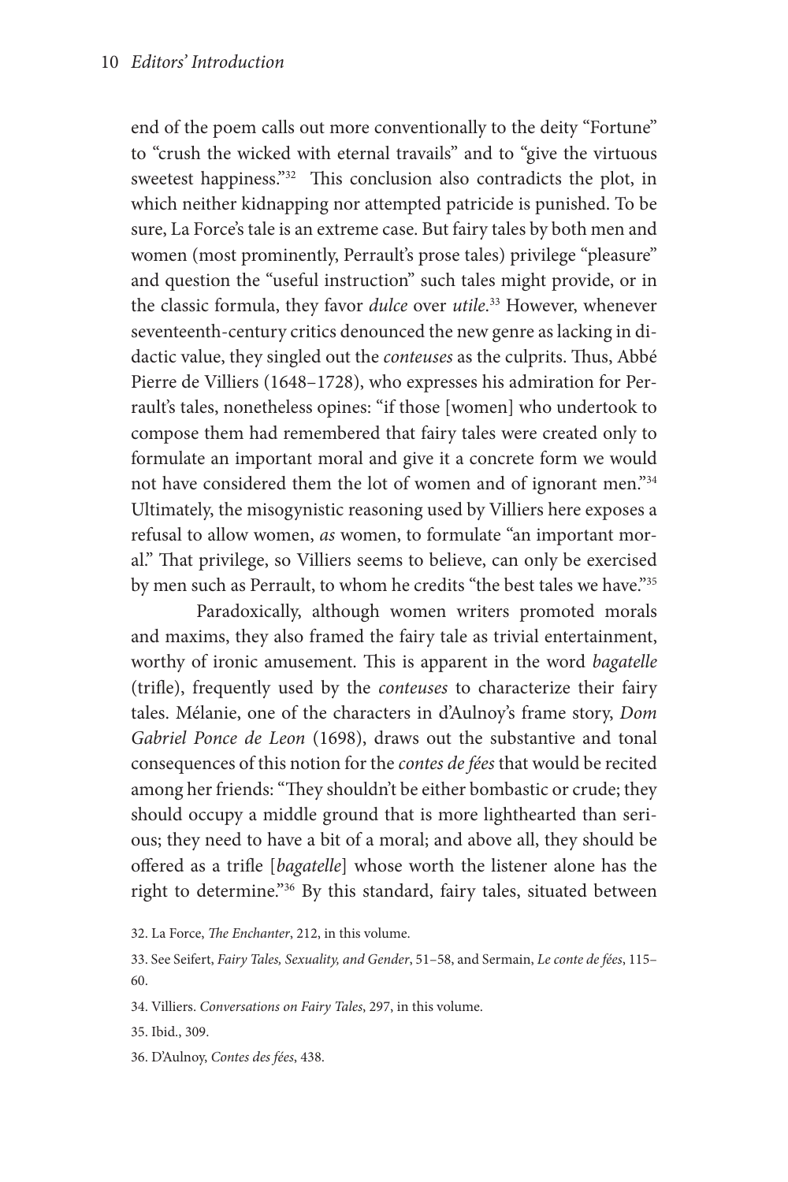end of the poem calls out more conventionally to the deity "Fortune" to "crush the wicked with eternal travails" and to "give the virtuous sweetest happiness."[32] This conclusion also contradicts the plot, in which neither kidnapping nor attempted patricide is punished. To be sure, La Force's tale is an extreme case. But fairy tales by both men and women (most prominently, Perrault's prose tales) privilege "pleasure" and question the "useful instruction" such tales might provide, or in the classic formula, they favor *dulce* over *utile*.[33] However, whenever seventeenth-century critics denounced the new genre as lacking in didactic value, they singled out the *conteuses* as the culprits. Thus, Abbé Pierre de Villiers (1648–1728), who expresses his admiration for Perrault's tales, nonetheless opines: "if those [women] who undertook to compose them had remembered that fairy tales were created only to formulate an important moral and give it a concrete form we would not have considered them the lot of women and of ignorant men."[34] Ultimately, the misogynistic reasoning used by Villiers here exposes a refusal to allow women, *as* women, to formulate "an important moral." That privilege, so Villiers seems to believe, can only be exercised by men such as Perrault, to whom he credits "the best tales we have."[35]

Paradoxically, although women writers promoted morals and maxims, they also framed the fairy tale as trivial entertainment, worthy of ironic amusement. This is apparent in the word *bagatelle* (trifle), frequently used by the *conteuses* to characterize their fairy tales. Mélanie, one of the characters in d'Aulnoy's frame story, *Dom Gabriel Ponce de Leon* (1698), draws out the substantive and tonal consequences of this notion for the *contes de fées* that would be recited among her friends: "They shouldn't be either bombastic or crude; they should occupy a middle ground that is more lighthearted than serious; they need to have a bit of a moral; and above all, they should be offered as a trifle [*bagatelle*] whose worth the listener alone has the right to determine."[36] By this standard, fairy tales, situated between

32. La Force, *The Enchanter*, 212, in this volume.

33. See Seifert, *Fairy Tales, Sexuality, and Gender*, 51–58, and Sermain, *Le conte de fées*, 115–60.

34. Villiers. *Conversations on Fairy Tales*, 297, in this volume.

35. Ibid., 309.

36. D'Aulnoy, *Contes des fées*, 438.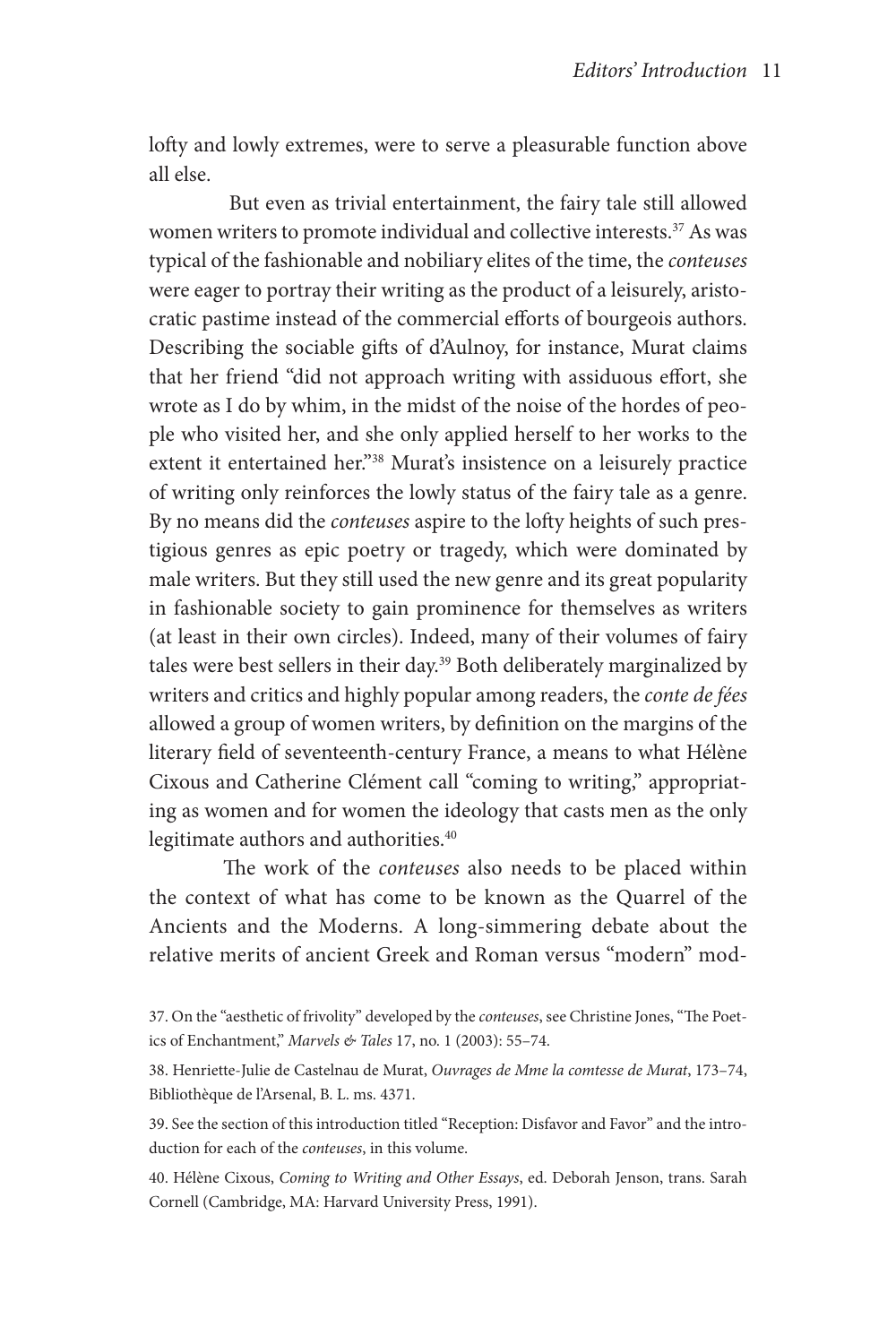lofty and lowly extremes, were to serve a pleasurable function above all else.

But even as trivial entertainment, the fairy tale still allowed women writers to promote individual and collective interests.[37] As was typical of the fashionable and nobiliary elites of the time, the *conteuses* were eager to portray their writing as the product of a leisurely, aristocratic pastime instead of the commercial efforts of bourgeois authors. Describing the sociable gifts of d'Aulnoy, for instance, Murat claims that her friend "did not approach writing with assiduous effort, she wrote as I do by whim, in the midst of the noise of the hordes of people who visited her, and she only applied herself to her works to the extent it entertained her."[38] Murat's insistence on a leisurely practice of writing only reinforces the lowly status of the fairy tale as a genre. By no means did the *conteuses* aspire to the lofty heights of such prestigious genres as epic poetry or tragedy, which were dominated by male writers. But they still used the new genre and its great popularity in fashionable society to gain prominence for themselves as writers (at least in their own circles). Indeed, many of their volumes of fairy tales were best sellers in their day.[39] Both deliberately marginalized by writers and critics and highly popular among readers, the *conte de fées* allowed a group of women writers, by definition on the margins of the literary field of seventeenth-century France, a means to what Hélène Cixous and Catherine Clément call "coming to writing," appropriating as women and for women the ideology that casts men as the only legitimate authors and authorities.[40]

The work of the *conteuses* also needs to be placed within the context of what has come to be known as the Quarrel of the Ancients and the Moderns. A long-simmering debate about the relative merits of ancient Greek and Roman versus "modern" mod-

37. On the "aesthetic of frivolity" developed by the *conteuses*, see Christine Jones, "The Poetics of Enchantment," *Marvels & Tales* 17, no. 1 (2003): 55–74.

38. Henriette-Julie de Castelnau de Murat, *Ouvrages de Mme la comtesse de Murat*, 173–74, Bibliothèque de l'Arsenal, B. L. ms. 4371.

39. See the section of this introduction titled "Reception: Disfavor and Favor" and the introduction for each of the *conteuses*, in this volume.

40. Hélène Cixous, *Coming to Writing and Other Essays*, ed. Deborah Jenson, trans. Sarah Cornell (Cambridge, MA: Harvard University Press, 1991).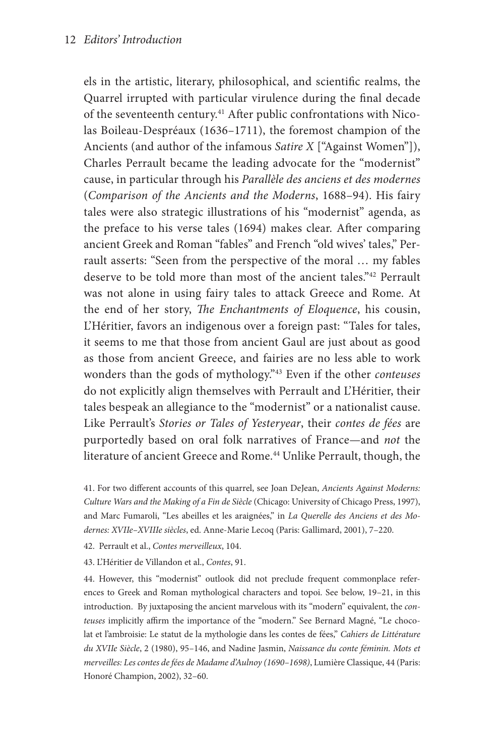els in the artistic, literary, philosophical, and scientific realms, the Quarrel irrupted with particular virulence during the final decade of the seventeenth century.[41] After public confrontations with Nicolas Boileau-Despréaux (1636–1711), the foremost champion of the Ancients (and author of the infamous *Satire X* ["Against Women"]), Charles Perrault became the leading advocate for the "modernist" cause, in particular through his *Parallèle des anciens et des modernes* (*Comparison of the Ancients and the Moderns*, 1688–94). His fairy tales were also strategic illustrations of his "modernist" agenda, as the preface to his verse tales (1694) makes clear. After comparing ancient Greek and Roman "fables" and French "old wives' tales," Perrault asserts: "Seen from the perspective of the moral … my fables deserve to be told more than most of the ancient tales."[42] Perrault was not alone in using fairy tales to attack Greece and Rome. At the end of her story, *The Enchantments of Eloquence*, his cousin, L'Héritier, favors an indigenous over a foreign past: "Tales for tales, it seems to me that those from ancient Gaul are just about as good as those from ancient Greece, and fairies are no less able to work wonders than the gods of mythology."[43] Even if the other *conteuses* do not explicitly align themselves with Perrault and L'Héritier, their tales bespeak an allegiance to the "modernist" or a nationalist cause. Like Perrault's *Stories or Tales of Yesteryear*, their *contes de fées* are purportedly based on oral folk narratives of France—and *not* the literature of ancient Greece and Rome.[44] Unlike Perrault, though, the

41. For two different accounts of this quarrel, see Joan DeJean, *Ancients Against Moderns: Culture Wars and the Making of a Fin de Siècle* (Chicago: University of Chicago Press, 1997), and Marc Fumaroli, "Les abeilles et les araignées," in *La Querelle des Anciens et des Modernes: XVIIe–XVIIIe siècles*, ed. Anne-Marie Lecoq (Paris: Gallimard, 2001), 7–220.

42. Perrault et al., *Contes merveilleux*, 104.

43. L'Héritier de Villandon et al., *Contes*, 91.

44. However, this "modernist" outlook did not preclude frequent commonplace references to Greek and Roman mythological characters and topoi. See below, 19–21, in this introduction. By juxtaposing the ancient marvelous with its "modern" equivalent, the *conteuses* implicitly affirm the importance of the "modern." See Bernard Magné, "Le chocolat et l'ambroisie: Le statut de la mythologie dans les contes de fées," *Cahiers de Littérature du XVIIe Siècle*, 2 (1980), 95–146, and Nadine Jasmin, *Naissance du conte féminin. Mots et merveilles: Les contes de fées de Madame d'Aulnoy (1690–1698)*, Lumière Classique, 44 (Paris: Honoré Champion, 2002), 32–60.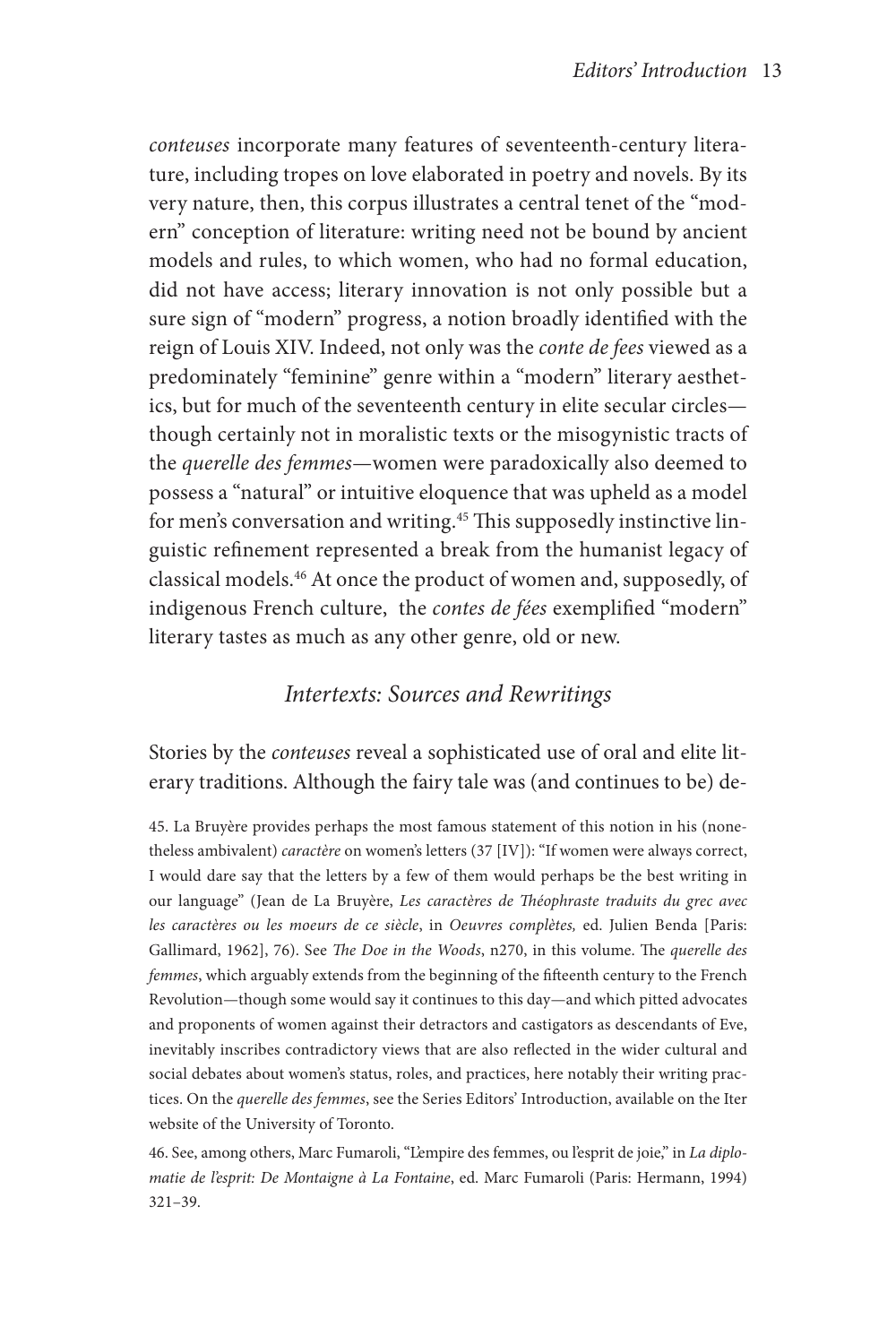*conteuses* incorporate many features of seventeenth-century literature, including tropes on love elaborated in poetry and novels. By its very nature, then, this corpus illustrates a central tenet of the "modern" conception of literature: writing need not be bound by ancient models and rules, to which women, who had no formal education, did not have access; literary innovation is not only possible but a sure sign of "modern" progress, a notion broadly identified with the reign of Louis XIV. Indeed, not only was the *conte de fees* viewed as a predominately "feminine" genre within a "modern" literary aesthetics, but for much of the seventeenth century in elite secular circles—though certainly not in moralistic texts or the misogynistic tracts of the *querelle des femmes*—women were paradoxically also deemed to possess a "natural" or intuitive eloquence that was upheld as a model for men's conversation and writing.[45] This supposedly instinctive linguistic refinement represented a break from the humanist legacy of classical models.[46] At once the product of women and, supposedly, of indigenous French culture, the *contes de fées* exemplified "modern" literary tastes as much as any other genre, old or new.

## *Intertexts: Sources and Rewritings*

Stories by the *conteuses* reveal a sophisticated use of oral and elite literary traditions. Although the fairy tale was (and continues to be) de-

45. La Bruyère provides perhaps the most famous statement of this notion in his (nonetheless ambivalent) *caractère* on women's letters (37 [IV]): "If women were always correct, I would dare say that the letters by a few of them would perhaps be the best writing in our language" (Jean de La Bruyère, *Les caractères de Théophraste traduits du grec avec les caractères ou les moeurs de ce siècle*, in *Oeuvres complètes,* ed. Julien Benda [Paris: Gallimard, 1962], 76). See *The Doe in the Woods*, n270, in this volume. The *querelle des femmes*, which arguably extends from the beginning of the fifteenth century to the French Revolution—though some would say it continues to this day—and which pitted advocates and proponents of women against their detractors and castigators as descendants of Eve, inevitably inscribes contradictory views that are also reflected in the wider cultural and social debates about women's status, roles, and practices, here notably their writing practices. On the *querelle des femmes*, see the Series Editors' Introduction, available on the Iter website of the University of Toronto.

46. See, among others, Marc Fumaroli, "L'empire des femmes, ou l'esprit de joie," in *La diplomatie de l'esprit: De Montaigne à La Fontaine*, ed. Marc Fumaroli (Paris: Hermann, 1994) 321–39.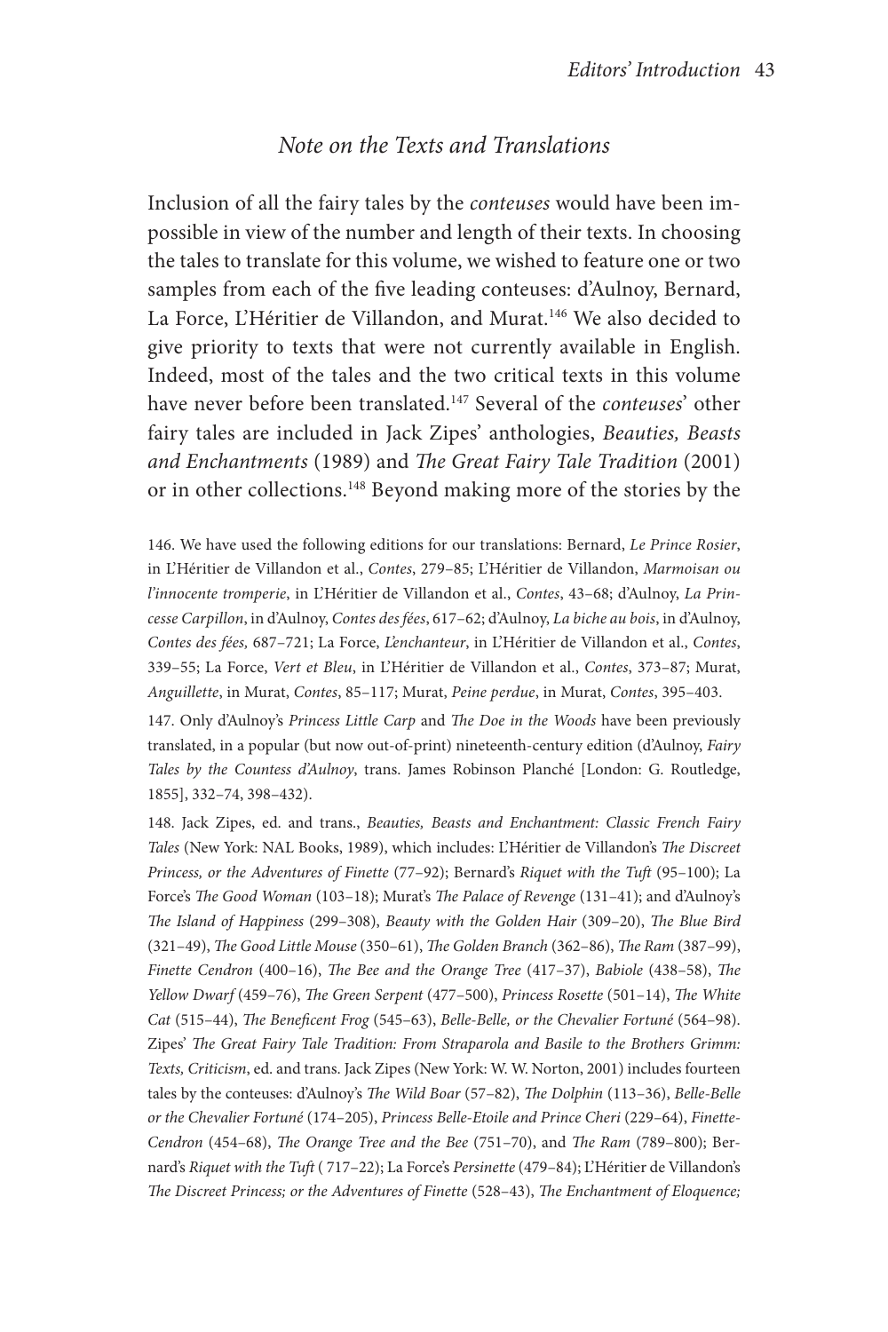## *Note on the Texts and Translations*

Inclusion of all the fairy tales by the *conteuses* would have been impossible in view of the number and length of their texts. In choosing the tales to translate for this volume, we wished to feature one or two samples from each of the five leading conteuses: d'Aulnoy, Bernard, La Force, L'Héritier de Villandon, and Murat.[146] We also decided to give priority to texts that were not currently available in English. Indeed, most of the tales and the two critical texts in this volume have never before been translated.[147] Several of the *conteuses*' other fairy tales are included in Jack Zipes' anthologies, *Beauties, Beasts and Enchantments* (1989) and *The Great Fairy Tale Tradition* (2001) or in other collections.[148] Beyond making more of the stories by the

146. We have used the following editions for our translations: Bernard, *Le Prince Rosier*, in L'Héritier de Villandon et al., *Contes*, 279–85; L'Héritier de Villandon, *Marmoisan ou l'innocente tromperie*, in L'Héritier de Villandon et al., *Contes*, 43–68; d'Aulnoy, *La Princesse Carpillon*, in d'Aulnoy, *Contes des fées*, 617–62; d'Aulnoy, *La biche au bois*, in d'Aulnoy, *Contes des fées,* 687–721; La Force, *L'enchanteur*, in L'Héritier de Villandon et al., *Contes*, 339–55; La Force, *Vert et Bleu*, in L'Héritier de Villandon et al., *Contes*, 373–87; Murat, *Anguillette*, in Murat, *Contes*, 85–117; Murat, *Peine perdue*, in Murat, *Contes*, 395–403.

147. Only d'Aulnoy's *Princess Little Carp* and *The Doe in the Woods* have been previously translated, in a popular (but now out-of-print) nineteenth-century edition (d'Aulnoy, *Fairy Tales by the Countess d'Aulnoy*, trans. James Robinson Planché [London: G. Routledge, 1855], 332–74, 398–432).

148. Jack Zipes, ed. and trans., *Beauties, Beasts and Enchantment: Classic French Fairy Tales* (New York: NAL Books, 1989), which includes: L'Héritier de Villandon's *The Discreet Princess, or the Adventures of Finette* (77–92); Bernard's *Riquet with the Tuft* (95–100); La Force's *The Good Woman* (103–18); Murat's *The Palace of Revenge* (131–41); and d'Aulnoy's *The Island of Happiness* (299–308), *Beauty with the Golden Hair* (309–20), *The Blue Bird* (321–49), *The Good Little Mouse* (350–61), *The Golden Branch* (362–86), *The Ram* (387–99), *Finette Cendron* (400–16), *The Bee and the Orange Tree* (417–37), *Babiole* (438–58), *The Yellow Dwarf* (459–76), *The Green Serpent* (477–500), *Princess Rosette* (501–14), *The White Cat* (515–44), *The Beneficent Frog* (545–63), *Belle-Belle, or the Chevalier Fortuné* (564–98). Zipes' *The Great Fairy Tale Tradition: From Straparola and Basile to the Brothers Grimm: Texts, Criticism*, ed. and trans. Jack Zipes (New York: W. W. Norton, 2001) includes fourteen tales by the conteuses: d'Aulnoy's *The Wild Boar* (57–82), *The Dolphin* (113–36), *Belle-Belle or the Chevalier Fortuné* (174–205), *Princess Belle-Etoile and Prince Cheri* (229–64), *Finette-Cendron* (454–68), *The Orange Tree and the Bee* (751–70), and *The Ram* (789–800); Bernard's *Riquet with the Tuft* ( 717–22); La Force's *Persinette* (479–84); L'Héritier de Villandon's *The Discreet Princess; or the Adventures of Finette* (528–43), *The Enchantment of Eloquence;*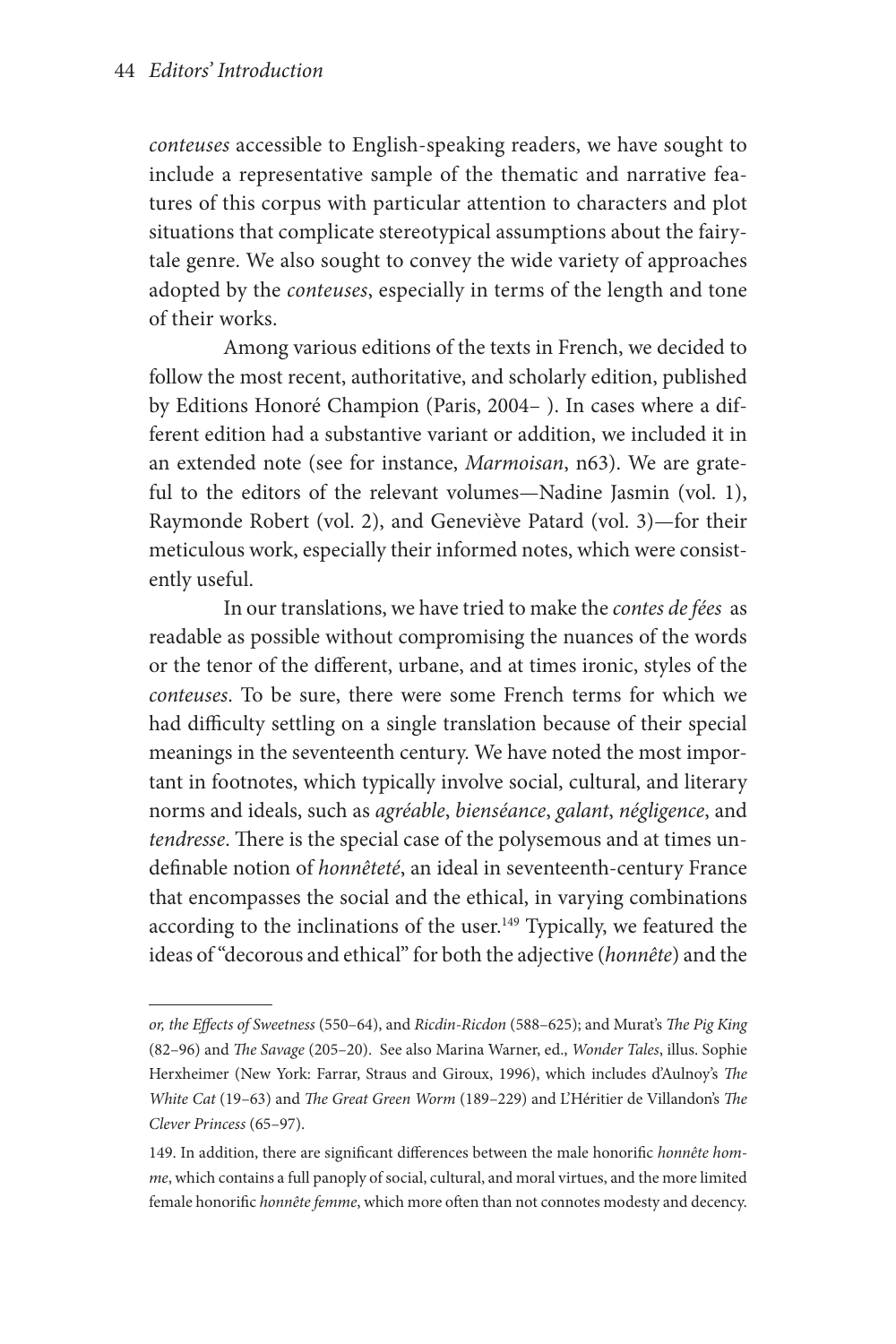*conteuses* accessible to English-speaking readers, we have sought to include a representative sample of the thematic and narrative features of this corpus with particular attention to characters and plot situations that complicate stereotypical assumptions about the fairy-tale genre. We also sought to convey the wide variety of approaches adopted by the *conteuses*, especially in terms of the length and tone of their works.

Among various editions of the texts in French, we decided to follow the most recent, authoritative, and scholarly edition, published by Editions Honoré Champion (Paris, 2004– ). In cases where a different edition had a substantive variant or addition, we included it in an extended note (see for instance, *Marmoisan*, n63). We are grateful to the editors of the relevant volumes—Nadine Jasmin (vol. 1), Raymonde Robert (vol. 2), and Geneviève Patard (vol. 3)—for their meticulous work, especially their informed notes, which were consistently useful.

In our translations, we have tried to make the *contes de fées* as readable as possible without compromising the nuances of the words or the tenor of the different, urbane, and at times ironic, styles of the *conteuses*. To be sure, there were some French terms for which we had difficulty settling on a single translation because of their special meanings in the seventeenth century. We have noted the most important in footnotes, which typically involve social, cultural, and literary norms and ideals, such as *agréable*, *bienséance*, *galant*, *négligence*, and *tendresse*. There is the special case of the polysemous and at times undefinable notion of *honnêteté*, an ideal in seventeenth-century France that encompasses the social and the ethical, in varying combinations according to the inclinations of the user.[149] Typically, we featured the ideas of "decorous and ethical" for both the adjective (*honnête*) and the

---

*or, the Effects of Sweetness* (550–64), and *Ricdin-Ricdon* (588–625); and Murat's *The Pig King* (82–96) and *The Savage* (205–20). See also Marina Warner, ed., *Wonder Tales*, illus. Sophie Herxheimer (New York: Farrar, Straus and Giroux, 1996), which includes d'Aulnoy's *The White Cat* (19–63) and *The Great Green Worm* (189–229) and L'Héritier de Villandon's *The Clever Princess* (65–97).

149. In addition, there are significant differences between the male honorific *honnête homme*, which contains a full panoply of social, cultural, and moral virtues, and the more limited female honorific *honnête femme*, which more often than not connotes modesty and decency.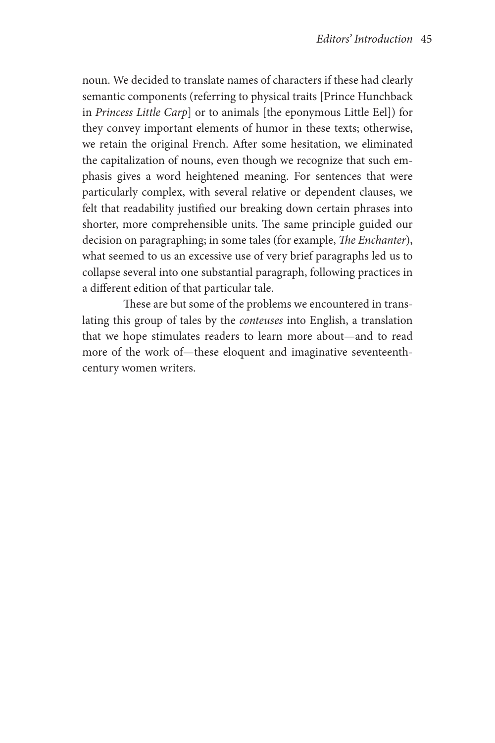noun. We decided to translate names of characters if these had clearly semantic components (referring to physical traits [Prince Hunchback in *Princess Little Carp*] or to animals [the eponymous Little Eel]) for they convey important elements of humor in these texts; otherwise, we retain the original French. After some hesitation, we eliminated the capitalization of nouns, even though we recognize that such emphasis gives a word heightened meaning. For sentences that were particularly complex, with several relative or dependent clauses, we felt that readability justified our breaking down certain phrases into shorter, more comprehensible units. The same principle guided our decision on paragraphing; in some tales (for example, *The Enchanter*), what seemed to us an excessive use of very brief paragraphs led us to collapse several into one substantial paragraph, following practices in a different edition of that particular tale.

These are but some of the problems we encountered in translating this group of tales by the *conteuses* into English, a translation that we hope stimulates readers to learn more about—and to read more of the work of—these eloquent and imaginative seventeenth-century women writers.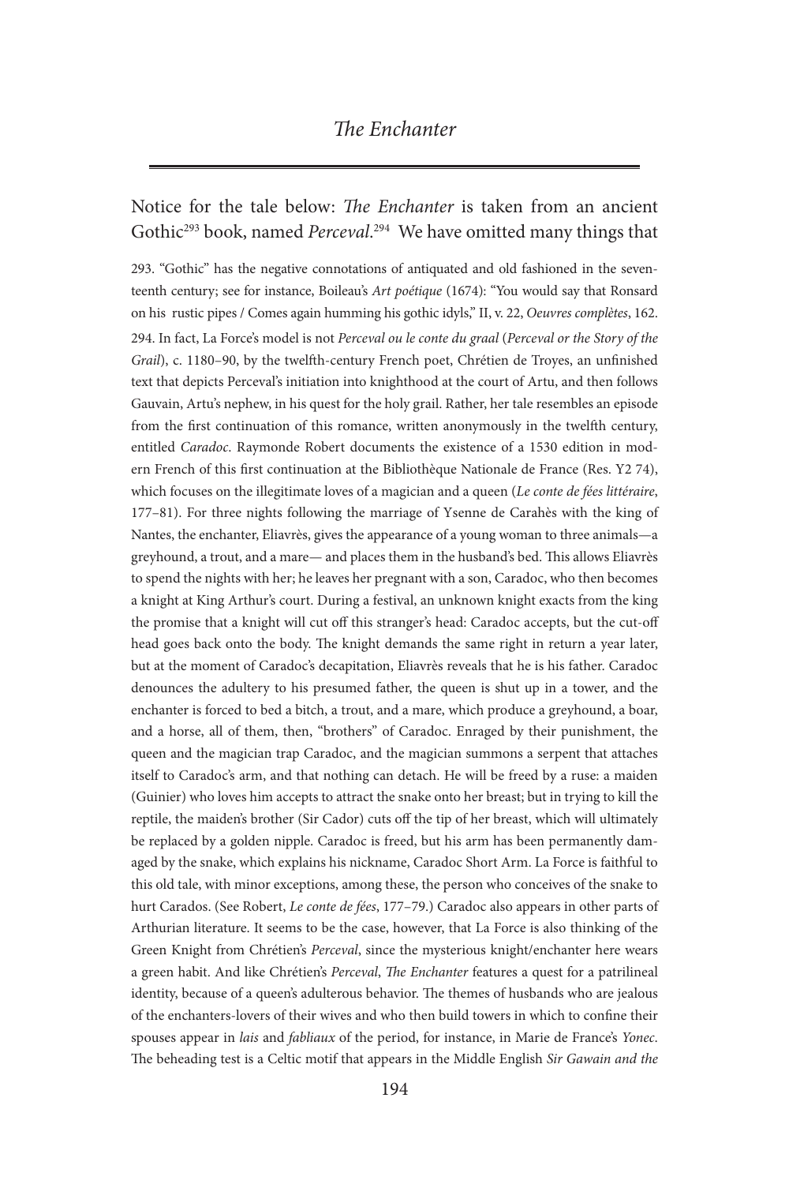# *The Enchanter*

Notice for the tale below: *The Enchanter* is taken from an ancient Gothic[293] book, named *Perceval*.[294] We have omitted many things that

293. "Gothic" has the negative connotations of antiquated and old fashioned in the seventeenth century; see for instance, Boileau's *Art poétique* (1674): "You would say that Ronsard on his rustic pipes / Comes again humming his gothic idyls," II, v. 22, *Oeuvres complètes*, 162.

294. In fact, La Force's model is not *Perceval ou le conte du graal* (*Perceval or the Story of the Grail*), c. 1180–90, by the twelfth-century French poet, Chrétien de Troyes, an unfinished text that depicts Perceval's initiation into knighthood at the court of Artu, and then follows Gauvain, Artu's nephew, in his quest for the holy grail. Rather, her tale resembles an episode from the first continuation of this romance, written anonymously in the twelfth century, entitled *Caradoc*. Raymonde Robert documents the existence of a 1530 edition in modern French of this first continuation at the Bibliothèque Nationale de France (Res. Y2 74), which focuses on the illegitimate loves of a magician and a queen (*Le conte de fées littéraire*, 177–81). For three nights following the marriage of Ysenne de Carahès with the king of Nantes, the enchanter, Eliavrès, gives the appearance of a young woman to three animals—a greyhound, a trout, and a mare— and places them in the husband's bed. This allows Eliavrès to spend the nights with her; he leaves her pregnant with a son, Caradoc, who then becomes a knight at King Arthur's court. During a festival, an unknown knight exacts from the king the promise that a knight will cut off this stranger's head: Caradoc accepts, but the cut-off head goes back onto the body. The knight demands the same right in return a year later, but at the moment of Caradoc's decapitation, Eliavrès reveals that he is his father. Caradoc denounces the adultery to his presumed father, the queen is shut up in a tower, and the enchanter is forced to bed a bitch, a trout, and a mare, which produce a greyhound, a boar, and a horse, all of them, then, "brothers" of Caradoc. Enraged by their punishment, the queen and the magician trap Caradoc, and the magician summons a serpent that attaches itself to Caradoc's arm, and that nothing can detach. He will be freed by a ruse: a maiden (Guinier) who loves him accepts to attract the snake onto her breast; but in trying to kill the reptile, the maiden's brother (Sir Cador) cuts off the tip of her breast, which will ultimately be replaced by a golden nipple. Caradoc is freed, but his arm has been permanently damaged by the snake, which explains his nickname, Caradoc Short Arm. La Force is faithful to this old tale, with minor exceptions, among these, the person who conceives of the snake to hurt Carados. (See Robert, *Le conte de fées*, 177–79.) Caradoc also appears in other parts of Arthurian literature. It seems to be the case, however, that La Force is also thinking of the Green Knight from Chrétien's *Perceval*, since the mysterious knight/enchanter here wears a green habit. And like Chrétien's *Perceval*, *The Enchanter* features a quest for a patrilineal identity, because of a queen's adulterous behavior. The themes of husbands who are jealous of the enchanters-lovers of their wives and who then build towers in which to confine their spouses appear in *lais* and *fabliaux* of the period, for instance, in Marie de France's *Yonec*. The beheading test is a Celtic motif that appears in the Middle English *Sir Gawain and the*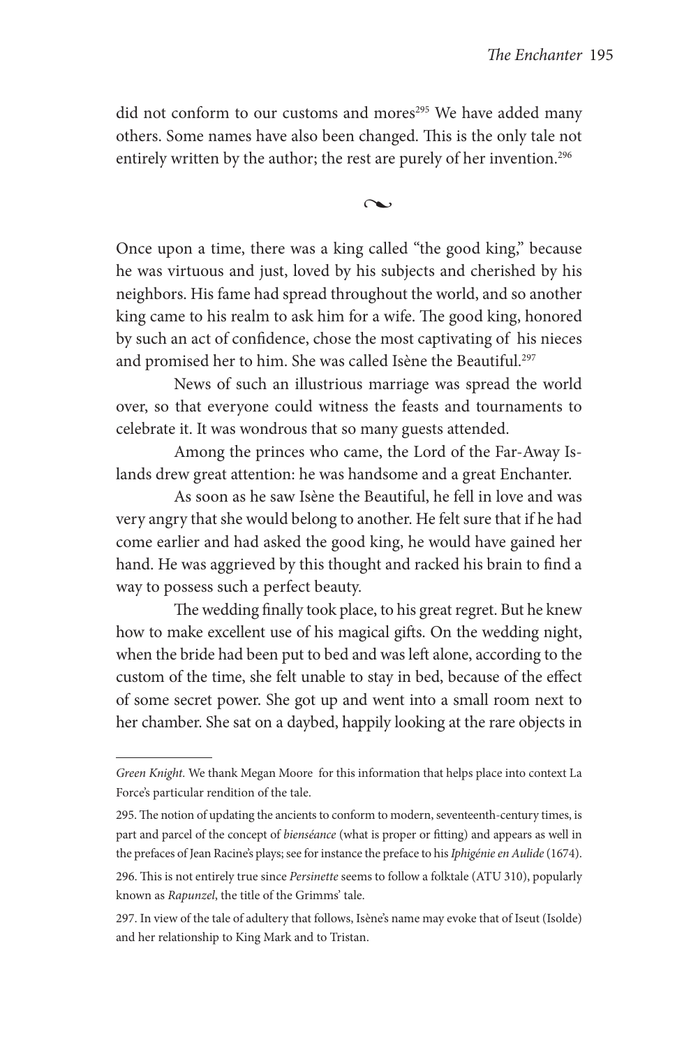did not conform to our customs and mores[295] We have added many others. Some names have also been changed. This is the only tale not entirely written by the author; the rest are purely of her invention.[296]

~

Once upon a time, there was a king called "the good king," because he was virtuous and just, loved by his subjects and cherished by his neighbors. His fame had spread throughout the world, and so another king came to his realm to ask him for a wife. The good king, honored by such an act of confidence, chose the most captivating of his nieces and promised her to him. She was called Isène the Beautiful.[297]

News of such an illustrious marriage was spread the world over, so that everyone could witness the feasts and tournaments to celebrate it. It was wondrous that so many guests attended.

Among the princes who came, the Lord of the Far-Away Islands drew great attention: he was handsome and a great Enchanter.

As soon as he saw Isène the Beautiful, he fell in love and was very angry that she would belong to another. He felt sure that if he had come earlier and had asked the good king, he would have gained her hand. He was aggrieved by this thought and racked his brain to find a way to possess such a perfect beauty.

The wedding finally took place, to his great regret. But he knew how to make excellent use of his magical gifts. On the wedding night, when the bride had been put to bed and was left alone, according to the custom of the time, she felt unable to stay in bed, because of the effect of some secret power. She got up and went into a small room next to her chamber. She sat on a daybed, happily looking at the rare objects in

---

*Green Knight.* We thank Megan Moore for this information that helps place into context La Force's particular rendition of the tale.

295. The notion of updating the ancients to conform to modern, seventeenth-century times, is part and parcel of the concept of *bienséance* (what is proper or fitting) and appears as well in the prefaces of Jean Racine's plays; see for instance the preface to his *Iphigénie en Aulide* (1674).

296. This is not entirely true since *Persinette* seems to follow a folktale (ATU 310), popularly known as *Rapunzel*, the title of the Grimms' tale.

297. In view of the tale of adultery that follows, Isène's name may evoke that of Iseut (Isolde) and her relationship to King Mark and to Tristan.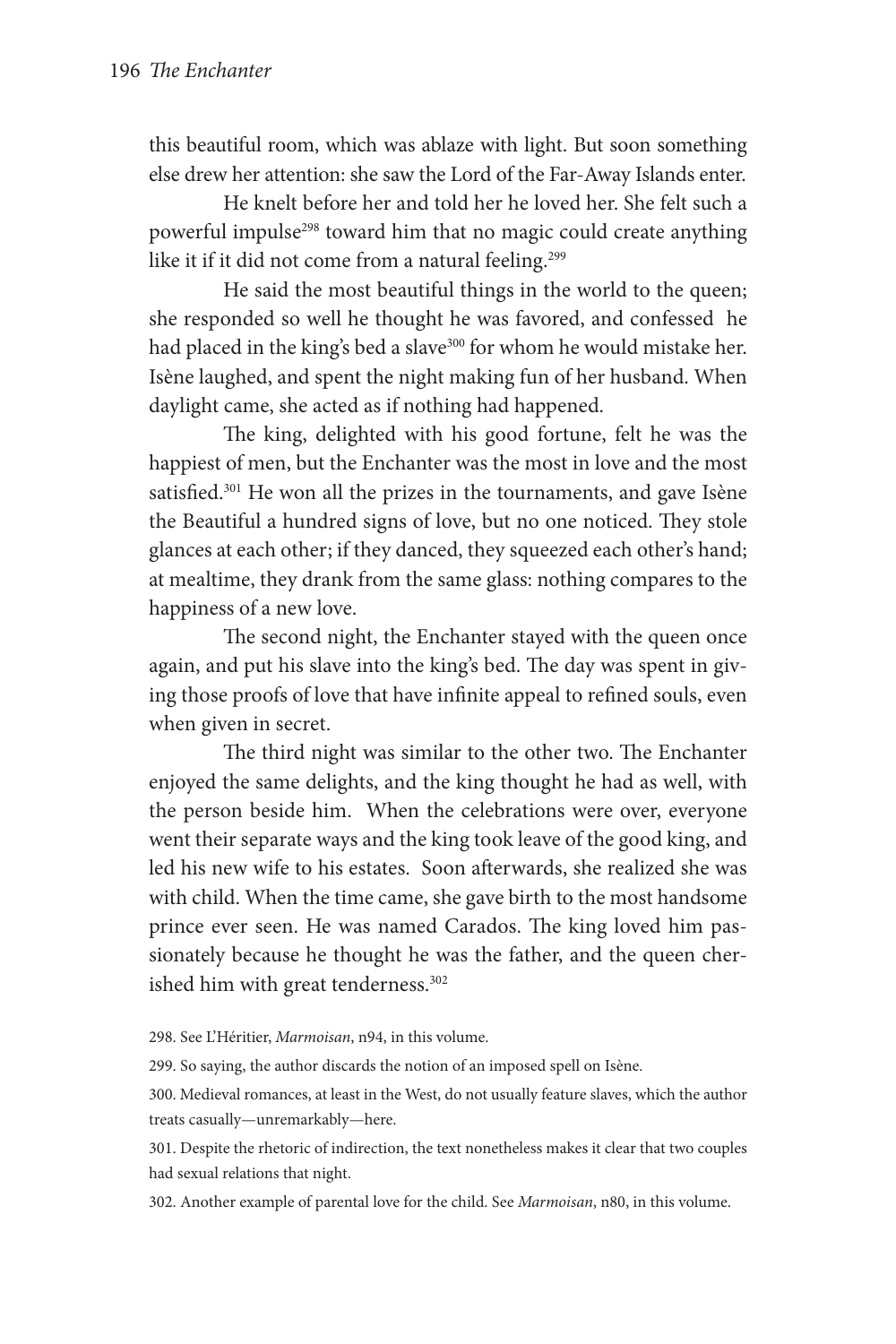this beautiful room, which was ablaze with light. But soon something else drew her attention: she saw the Lord of the Far-Away Islands enter.

He knelt before her and told her he loved her. She felt such a powerful impulse[298] toward him that no magic could create anything like it if it did not come from a natural feeling.[299]

He said the most beautiful things in the world to the queen; she responded so well he thought he was favored, and confessed he had placed in the king's bed a slave[300] for whom he would mistake her. Isène laughed, and spent the night making fun of her husband. When daylight came, she acted as if nothing had happened.

The king, delighted with his good fortune, felt he was the happiest of men, but the Enchanter was the most in love and the most satisfied.[301] He won all the prizes in the tournaments, and gave Isène the Beautiful a hundred signs of love, but no one noticed. They stole glances at each other; if they danced, they squeezed each other's hand; at mealtime, they drank from the same glass: nothing compares to the happiness of a new love.

The second night, the Enchanter stayed with the queen once again, and put his slave into the king's bed. The day was spent in giving those proofs of love that have infinite appeal to refined souls, even when given in secret.

The third night was similar to the other two. The Enchanter enjoyed the same delights, and the king thought he had as well, with the person beside him. When the celebrations were over, everyone went their separate ways and the king took leave of the good king, and led his new wife to his estates. Soon afterwards, she realized she was with child. When the time came, she gave birth to the most handsome prince ever seen. He was named Carados. The king loved him passionately because he thought he was the father, and the queen cherished him with great tenderness.[302]

298. See L'Héritier, *Marmoisan*, n94, in this volume.

299. So saying, the author discards the notion of an imposed spell on Isène.

300. Medieval romances, at least in the West, do not usually feature slaves, which the author treats casually—unremarkably—here.

301. Despite the rhetoric of indirection, the text nonetheless makes it clear that two couples had sexual relations that night.

302. Another example of parental love for the child. See *Marmoisan*, n80, in this volume.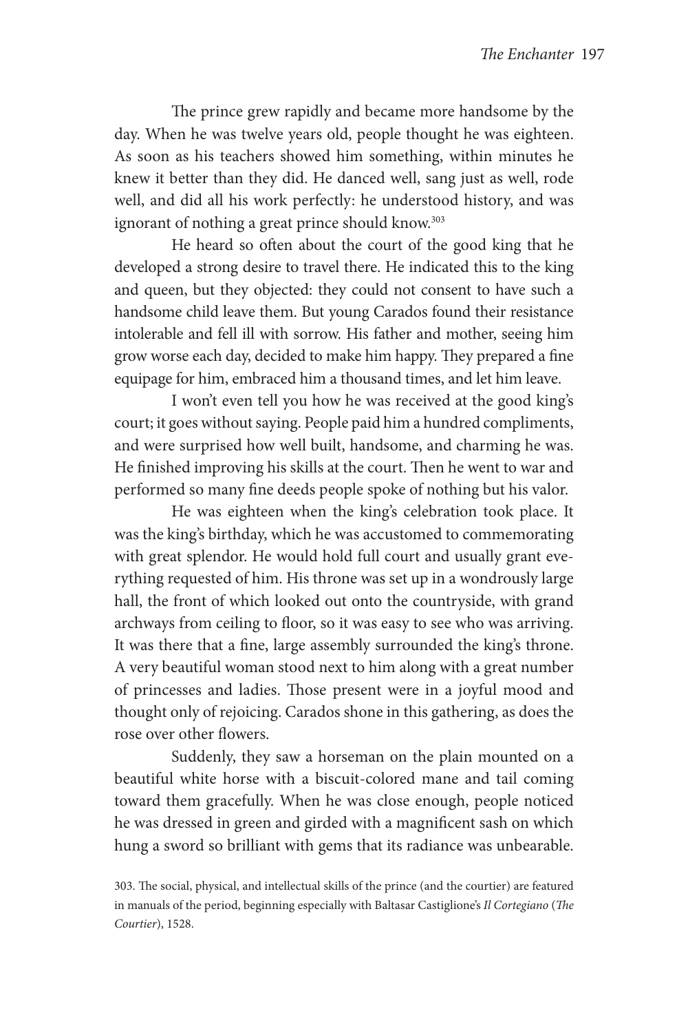The prince grew rapidly and became more handsome by the day. When he was twelve years old, people thought he was eighteen. As soon as his teachers showed him something, within minutes he knew it better than they did. He danced well, sang just as well, rode well, and did all his work perfectly: he understood history, and was ignorant of nothing a great prince should know.[303]

He heard so often about the court of the good king that he developed a strong desire to travel there. He indicated this to the king and queen, but they objected: they could not consent to have such a handsome child leave them. But young Carados found their resistance intolerable and fell ill with sorrow. His father and mother, seeing him grow worse each day, decided to make him happy. They prepared a fine equipage for him, embraced him a thousand times, and let him leave.

I won't even tell you how he was received at the good king's court; it goes without saying. People paid him a hundred compliments, and were surprised how well built, handsome, and charming he was. He finished improving his skills at the court. Then he went to war and performed so many fine deeds people spoke of nothing but his valor.

He was eighteen when the king's celebration took place. It was the king's birthday, which he was accustomed to commemorating with great splendor. He would hold full court and usually grant everything requested of him. His throne was set up in a wondrously large hall, the front of which looked out onto the countryside, with grand archways from ceiling to floor, so it was easy to see who was arriving. It was there that a fine, large assembly surrounded the king's throne. A very beautiful woman stood next to him along with a great number of princesses and ladies. Those present were in a joyful mood and thought only of rejoicing. Carados shone in this gathering, as does the rose over other flowers.

Suddenly, they saw a horseman on the plain mounted on a beautiful white horse with a biscuit-colored mane and tail coming toward them gracefully. When he was close enough, people noticed he was dressed in green and girded with a magnificent sash on which hung a sword so brilliant with gems that its radiance was unbearable.

303. The social, physical, and intellectual skills of the prince (and the courtier) are featured in manuals of the period, beginning especially with Baltasar Castiglione's *Il Cortegiano* (*The Courtier*), 1528.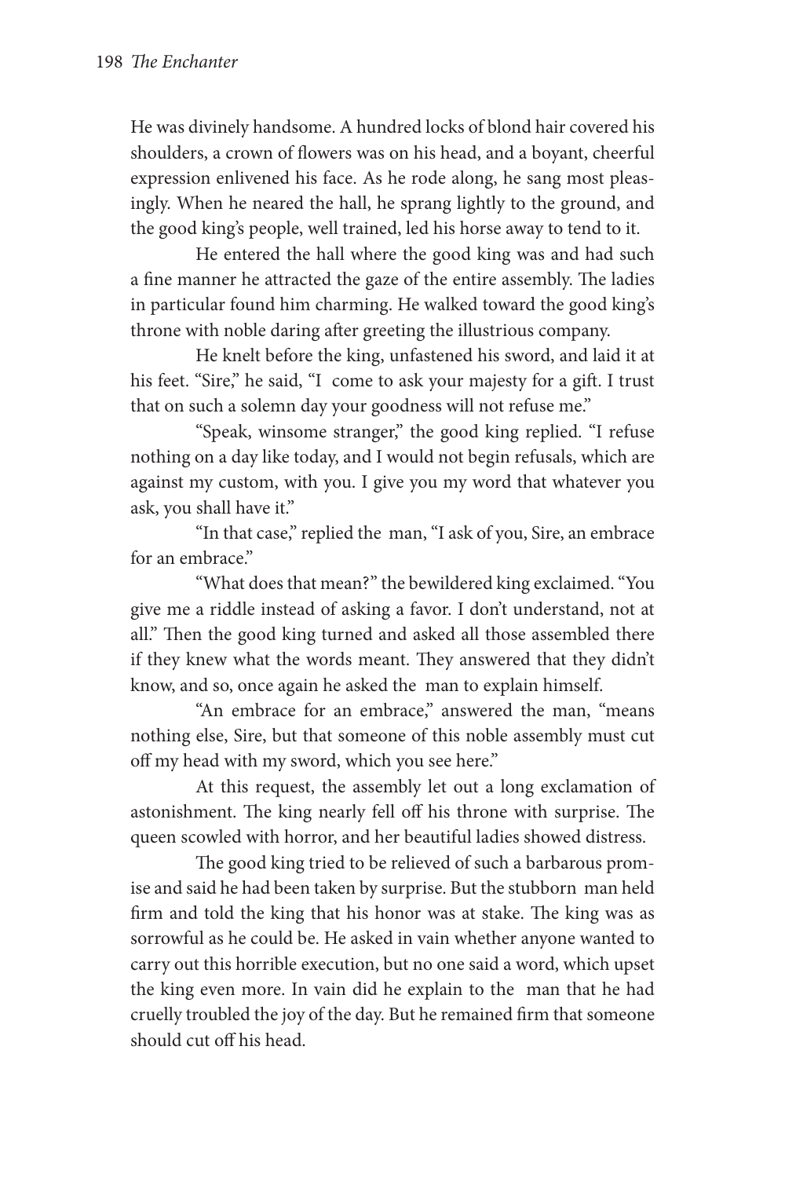He was divinely handsome. A hundred locks of blond hair covered his shoulders, a crown of flowers was on his head, and a boyant, cheerful expression enlivened his face. As he rode along, he sang most pleasingly. When he neared the hall, he sprang lightly to the ground, and the good king's people, well trained, led his horse away to tend to it.

He entered the hall where the good king was and had such a fine manner he attracted the gaze of the entire assembly. The ladies in particular found him charming. He walked toward the good king's throne with noble daring after greeting the illustrious company.

He knelt before the king, unfastened his sword, and laid it at his feet. "Sire," he said, "I come to ask your majesty for a gift. I trust that on such a solemn day your goodness will not refuse me."

"Speak, winsome stranger," the good king replied. "I refuse nothing on a day like today, and I would not begin refusals, which are against my custom, with you. I give you my word that whatever you ask, you shall have it."

"In that case," replied the man, "I ask of you, Sire, an embrace for an embrace."

"What does that mean?" the bewildered king exclaimed. "You give me a riddle instead of asking a favor. I don't understand, not at all." Then the good king turned and asked all those assembled there if they knew what the words meant. They answered that they didn't know, and so, once again he asked the man to explain himself.

"An embrace for an embrace," answered the man, "means nothing else, Sire, but that someone of this noble assembly must cut off my head with my sword, which you see here."

At this request, the assembly let out a long exclamation of astonishment. The king nearly fell off his throne with surprise. The queen scowled with horror, and her beautiful ladies showed distress.

The good king tried to be relieved of such a barbarous promise and said he had been taken by surprise. But the stubborn man held firm and told the king that his honor was at stake. The king was as sorrowful as he could be. He asked in vain whether anyone wanted to carry out this horrible execution, but no one said a word, which upset the king even more. In vain did he explain to the man that he had cruelly troubled the joy of the day. But he remained firm that someone should cut off his head.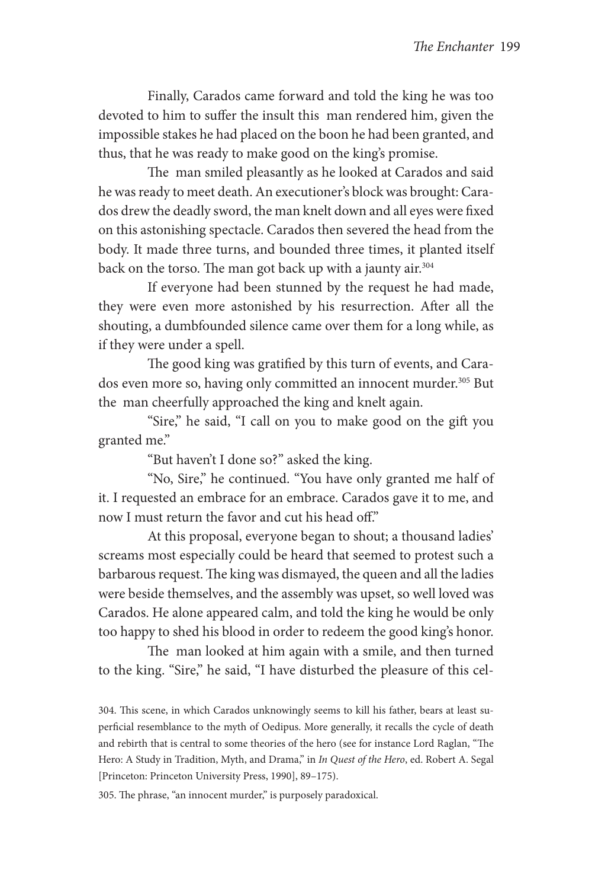Finally, Carados came forward and told the king he was too devoted to him to suffer the insult this man rendered him, given the impossible stakes he had placed on the boon he had been granted, and thus, that he was ready to make good on the king's promise.

The man smiled pleasantly as he looked at Carados and said he was ready to meet death. An executioner's block was brought: Carados drew the deadly sword, the man knelt down and all eyes were fixed on this astonishing spectacle. Carados then severed the head from the body. It made three turns, and bounded three times, it planted itself back on the torso. The man got back up with a jaunty air.[304]

If everyone had been stunned by the request he had made, they were even more astonished by his resurrection. After all the shouting, a dumbfounded silence came over them for a long while, as if they were under a spell.

The good king was gratified by this turn of events, and Carados even more so, having only committed an innocent murder.[305] But the man cheerfully approached the king and knelt again.

"Sire," he said, "I call on you to make good on the gift you granted me."

"But haven't I done so?" asked the king.

"No, Sire," he continued. "You have only granted me half of it. I requested an embrace for an embrace. Carados gave it to me, and now I must return the favor and cut his head off."

At this proposal, everyone began to shout; a thousand ladies' screams most especially could be heard that seemed to protest such a barbarous request. The king was dismayed, the queen and all the ladies were beside themselves, and the assembly was upset, so well loved was Carados. He alone appeared calm, and told the king he would be only too happy to shed his blood in order to redeem the good king's honor.

The man looked at him again with a smile, and then turned to the king. "Sire," he said, "I have disturbed the pleasure of this cel-

304. This scene, in which Carados unknowingly seems to kill his father, bears at least superficial resemblance to the myth of Oedipus. More generally, it recalls the cycle of death and rebirth that is central to some theories of the hero (see for instance Lord Raglan, "The Hero: A Study in Tradition, Myth, and Drama," in *In Quest of the Hero*, ed. Robert A. Segal [Princeton: Princeton University Press, 1990], 89–175).

305. The phrase, "an innocent murder," is purposely paradoxical.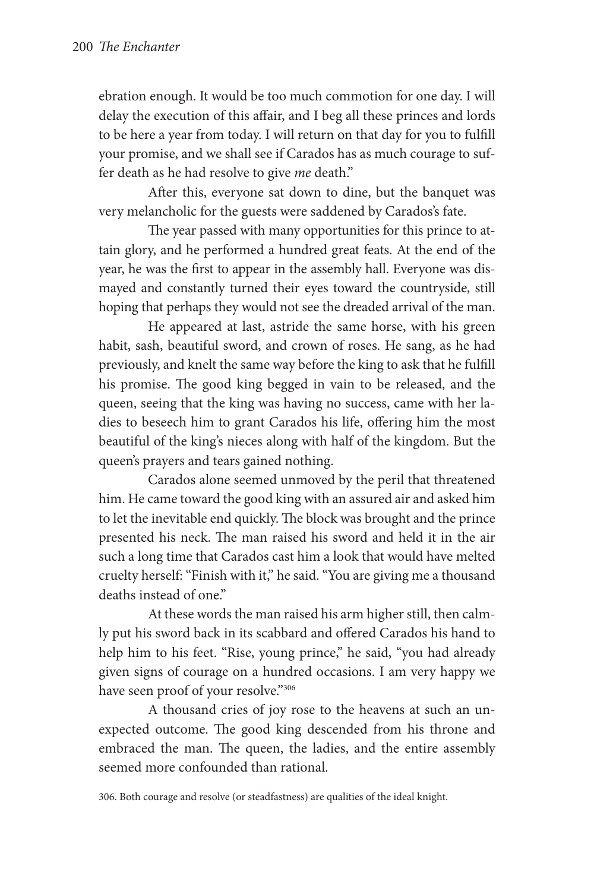ebration enough. It would be too much commotion for one day. I will delay the execution of this affair, and I beg all these princes and lords to be here a year from today. I will return on that day for you to fulfill your promise, and we shall see if Carados has as much courage to suffer death as he had resolve to give *me* death."

After this, everyone sat down to dine, but the banquet was very melancholic for the guests were saddened by Carados's fate.

The year passed with many opportunities for this prince to attain glory, and he performed a hundred great feats. At the end of the year, he was the first to appear in the assembly hall. Everyone was dismayed and constantly turned their eyes toward the countryside, still hoping that perhaps they would not see the dreaded arrival of the man.

He appeared at last, astride the same horse, with his green habit, sash, beautiful sword, and crown of roses. He sang, as he had previously, and knelt the same way before the king to ask that he fulfill his promise. The good king begged in vain to be released, and the queen, seeing that the king was having no success, came with her ladies to beseech him to grant Carados his life, offering him the most beautiful of the king's nieces along with half of the kingdom. But the queen's prayers and tears gained nothing.

Carados alone seemed unmoved by the peril that threatened him. He came toward the good king with an assured air and asked him to let the inevitable end quickly. The block was brought and the prince presented his neck. The man raised his sword and held it in the air such a long time that Carados cast him a look that would have melted cruelty herself: "Finish with it," he said. "You are giving me a thousand deaths instead of one."

At these words the man raised his arm higher still, then calmly put his sword back in its scabbard and offered Carados his hand to help him to his feet. "Rise, young prince," he said, "you had already given signs of courage on a hundred occasions. I am very happy we have seen proof of your resolve."[306]

A thousand cries of joy rose to the heavens at such an unexpected outcome. The good king descended from his throne and embraced the man. The queen, the ladies, and the entire assembly seemed more confounded than rational.

306. Both courage and resolve (or steadfastness) are qualities of the ideal knight.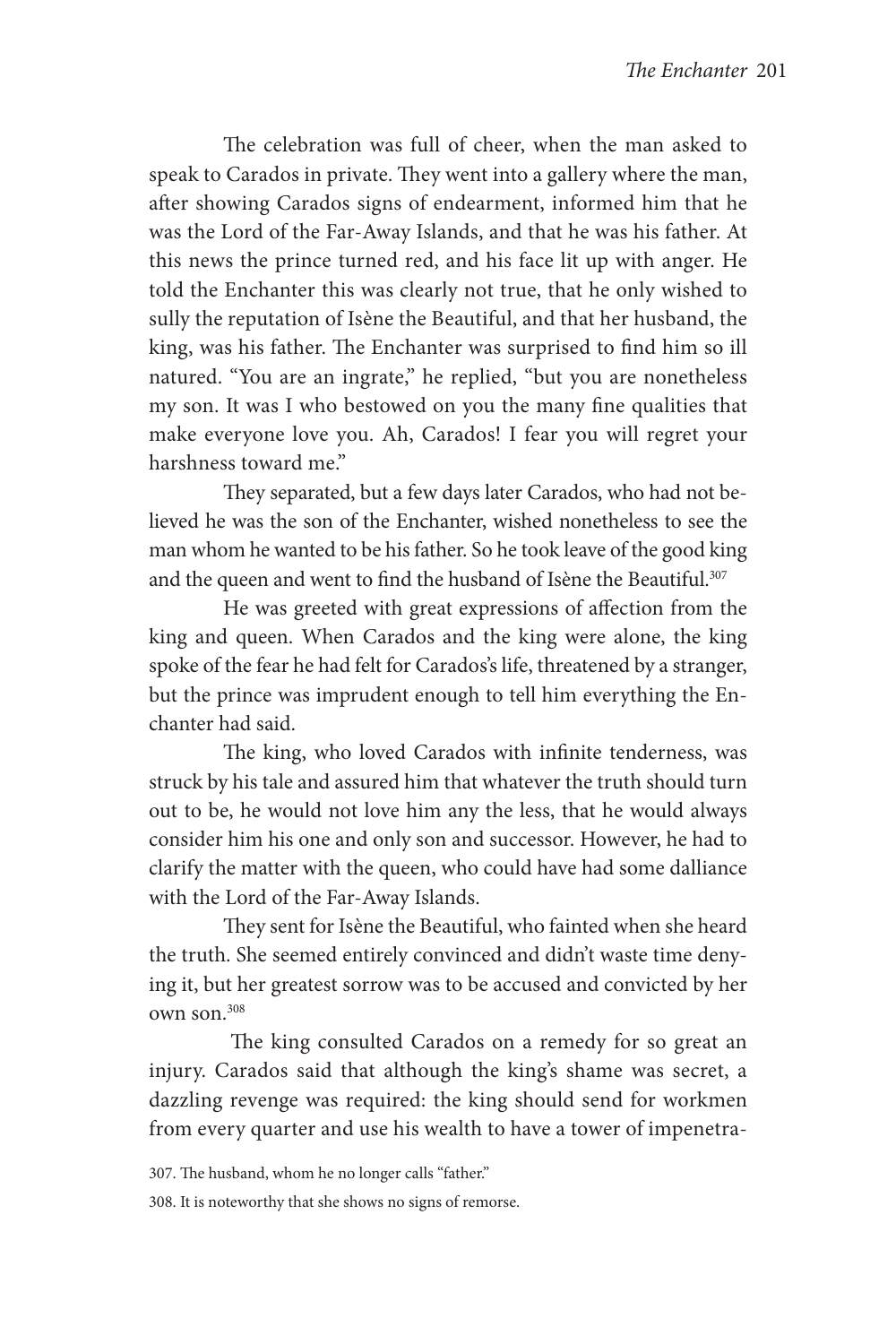The celebration was full of cheer, when the man asked to speak to Carados in private. They went into a gallery where the man, after showing Carados signs of endearment, informed him that he was the Lord of the Far-Away Islands, and that he was his father. At this news the prince turned red, and his face lit up with anger. He told the Enchanter this was clearly not true, that he only wished to sully the reputation of Isène the Beautiful, and that her husband, the king, was his father. The Enchanter was surprised to find him so ill natured. "You are an ingrate," he replied, "but you are nonetheless my son. It was I who bestowed on you the many fine qualities that make everyone love you. Ah, Carados! I fear you will regret your harshness toward me."

They separated, but a few days later Carados, who had not believed he was the son of the Enchanter, wished nonetheless to see the man whom he wanted to be his father. So he took leave of the good king and the queen and went to find the husband of Isène the Beautiful.[307]

He was greeted with great expressions of affection from the king and queen. When Carados and the king were alone, the king spoke of the fear he had felt for Carados's life, threatened by a stranger, but the prince was imprudent enough to tell him everything the Enchanter had said.

The king, who loved Carados with infinite tenderness, was struck by his tale and assured him that whatever the truth should turn out to be, he would not love him any the less, that he would always consider him his one and only son and successor. However, he had to clarify the matter with the queen, who could have had some dalliance with the Lord of the Far-Away Islands.

They sent for Isène the Beautiful, who fainted when she heard the truth. She seemed entirely convinced and didn't waste time denying it, but her greatest sorrow was to be accused and convicted by her own son.[308]

The king consulted Carados on a remedy for so great an injury. Carados said that although the king's shame was secret, a dazzling revenge was required: the king should send for workmen from every quarter and use his wealth to have a tower of impenetra-

307. The husband, whom he no longer calls "father."

308. It is noteworthy that she shows no signs of remorse.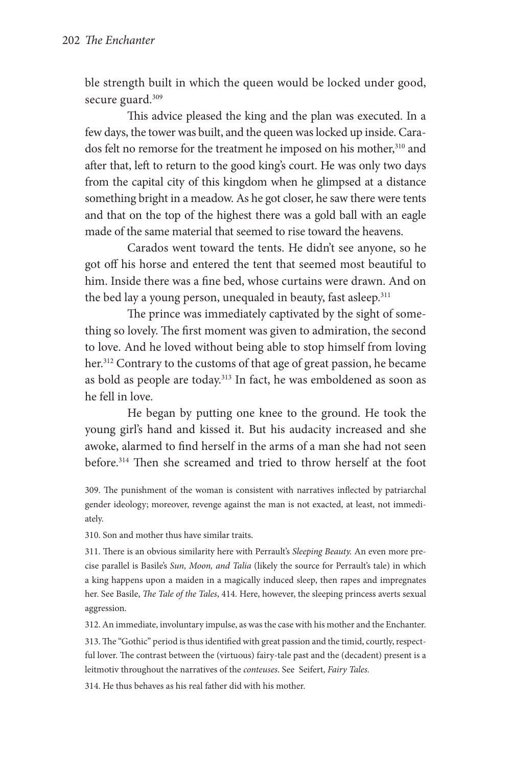ble strength built in which the queen would be locked under good, secure guard.[309]

This advice pleased the king and the plan was executed. In a few days, the tower was built, and the queen was locked up inside. Carados felt no remorse for the treatment he imposed on his mother,[310] and after that, left to return to the good king's court. He was only two days from the capital city of this kingdom when he glimpsed at a distance something bright in a meadow. As he got closer, he saw there were tents and that on the top of the highest there was a gold ball with an eagle made of the same material that seemed to rise toward the heavens.

Carados went toward the tents. He didn't see anyone, so he got off his horse and entered the tent that seemed most beautiful to him. Inside there was a fine bed, whose curtains were drawn. And on the bed lay a young person, unequaled in beauty, fast asleep.[311]

The prince was immediately captivated by the sight of something so lovely. The first moment was given to admiration, the second to love. And he loved without being able to stop himself from loving her.[312] Contrary to the customs of that age of great passion, he became as bold as people are today.[313] In fact, he was emboldened as soon as he fell in love.

He began by putting one knee to the ground. He took the young girl's hand and kissed it. But his audacity increased and she awoke, alarmed to find herself in the arms of a man she had not seen before.[314] Then she screamed and tried to throw herself at the foot

309. The punishment of the woman is consistent with narratives inflected by patriarchal gender ideology; moreover, revenge against the man is not exacted, at least, not immediately.

310. Son and mother thus have similar traits.

311. There is an obvious similarity here with Perrault's *Sleeping Beauty.* An even more precise parallel is Basile's *Sun, Moon, and Talia* (likely the source for Perrault's tale) in which a king happens upon a maiden in a magically induced sleep, then rapes and impregnates her. See Basile, *The Tale of the Tales*, 414. Here, however, the sleeping princess averts sexual aggression.

312. An immediate, involuntary impulse, as was the case with his mother and the Enchanter.

313. The "Gothic" period is thus identified with great passion and the timid, courtly, respectful lover. The contrast between the (virtuous) fairy-tale past and the (decadent) present is a leitmotiv throughout the narratives of the *conteuses*. See Seifert, *Fairy Tales.*

314. He thus behaves as his real father did with his mother.